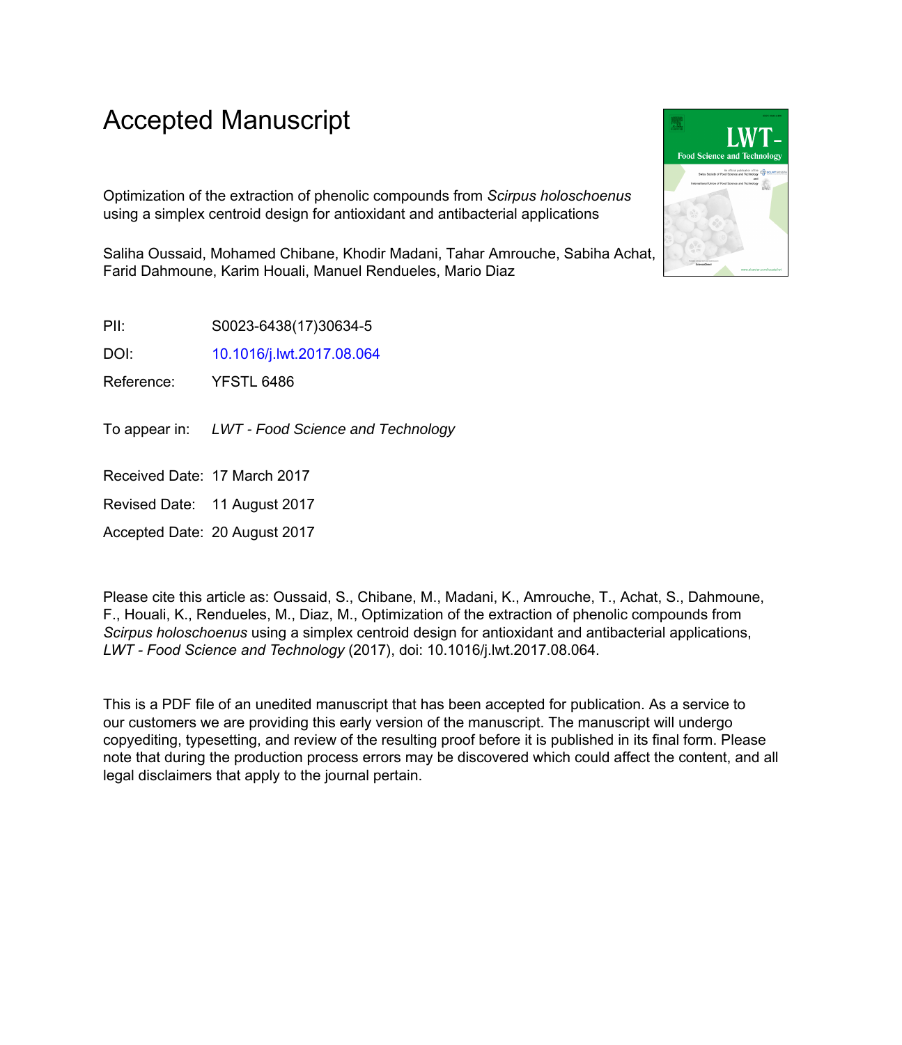# Accepted Manuscript

Optimization of the extraction of phenolic compounds from *Scirpus holoschoenus* using a simplex centroid design for antioxidant and antibacterial applications

Saliha Oussaid, Mohamed Chibane, Khodir Madani, Tahar Amrouche, Sabiha Achat, Farid Dahmoune, Karim Houali, Manuel Rendueles, Mario Diaz

PII: S0023-6438(17)30634-5

DOI: 10.1016/j.lwt.2017.08.064

Reference: YFSTL 6486

To appear in: *LWT - Food Science and Technology*

Received Date: 17 March 2017

Revised Date: 11 August 2017

Accepted Date: 20 August 2017

Please cite this article as: Oussaid, S., Chibane, M., Madani, K., Amrouche, T., Achat, S., Dahmoune, F., Houali, K., Rendueles, M., Diaz, M., Optimization of the extraction of phenolic compounds from *Scirpus holoschoenus* using a simplex centroid design for antioxidant and antibacterial applications, *LWT - Food Science and Technology* (2017), doi: 10.1016/j.lwt.2017.08.064.

This is a PDF file of an unedited manuscript that has been accepted for publication. As a service to our customers we are providing this early version of the manuscript. The manuscript will undergo copyediting, typesetting, and review of the resulting proof before it is published in its final form. Please note that during the production process errors may be discovered which could affect the content, and all legal disclaimers that apply to the journal pertain.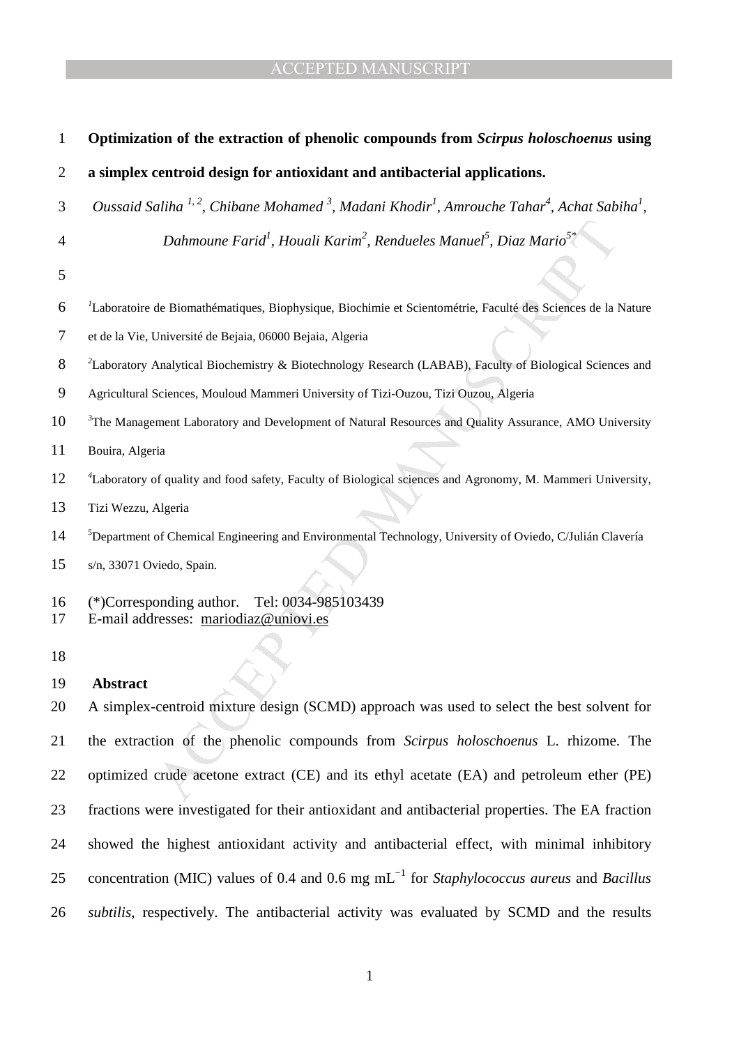# Optimization of the extraction of phenolic compounds from *Scirpus holoschoenus* using a simplex centroid design for antioxidant and antibacterial applications.

*Oussaid Saliha [1,2], Chibane Mohamed [3], Madani Khodir[1], Amrouche Tahar[4], Achat Sabiha[1], Dahmoune Farid[1], Houali Karim[2], Rendueles Manuel[5], Diaz Mario[5]**

[1]Laboratoire de Biomathématiques, Biophysique, Biochimie et Scientométrie, Faculté des Sciences de la Nature et de la Vie, Université de Bejaia, 06000 Bejaia, Algeria

[2]Laboratory Analytical Biochemistry & Biotechnology Research (LABAB), Faculty of Biological Sciences and Agricultural Sciences, Mouloud Mammeri University of Tizi-Ouzou, Tizi Ouzou, Algeria

[3]The Management Laboratory and Development of Natural Resources and Quality Assurance, AMO University Bouira, Algeria

[4]Laboratory of quality and food safety, Faculty of Biological sciences and Agronomy, M. Mammeri University, Tizi Wezzu, Algeria

[5]Department of Chemical Engineering and Environmental Technology, University of Oviedo, C/Julián Clavería s/n, 33071 Oviedo, Spain.

(*)Corresponding author. Tel: 0034-985103439
E-mail addresses: mariodiaz@uniovi.es

## Abstract

A simplex-centroid mixture design (SCMD) approach was used to select the best solvent for the extraction of the phenolic compounds from *Scirpus holoschoenus* L. rhizome. The optimized crude acetone extract (CE) and its ethyl acetate (EA) and petroleum ether (PE) fractions were investigated for their antioxidant and antibacterial properties. The EA fraction showed the highest antioxidant activity and antibacterial effect, with minimal inhibitory concentration (MIC) values of 0.4 and 0.6 mg $mL^{-1}$ for *Staphylococcus aureus* and *Bacillus subtilis*, respectively. The antibacterial activity was evaluated by SCMD and the results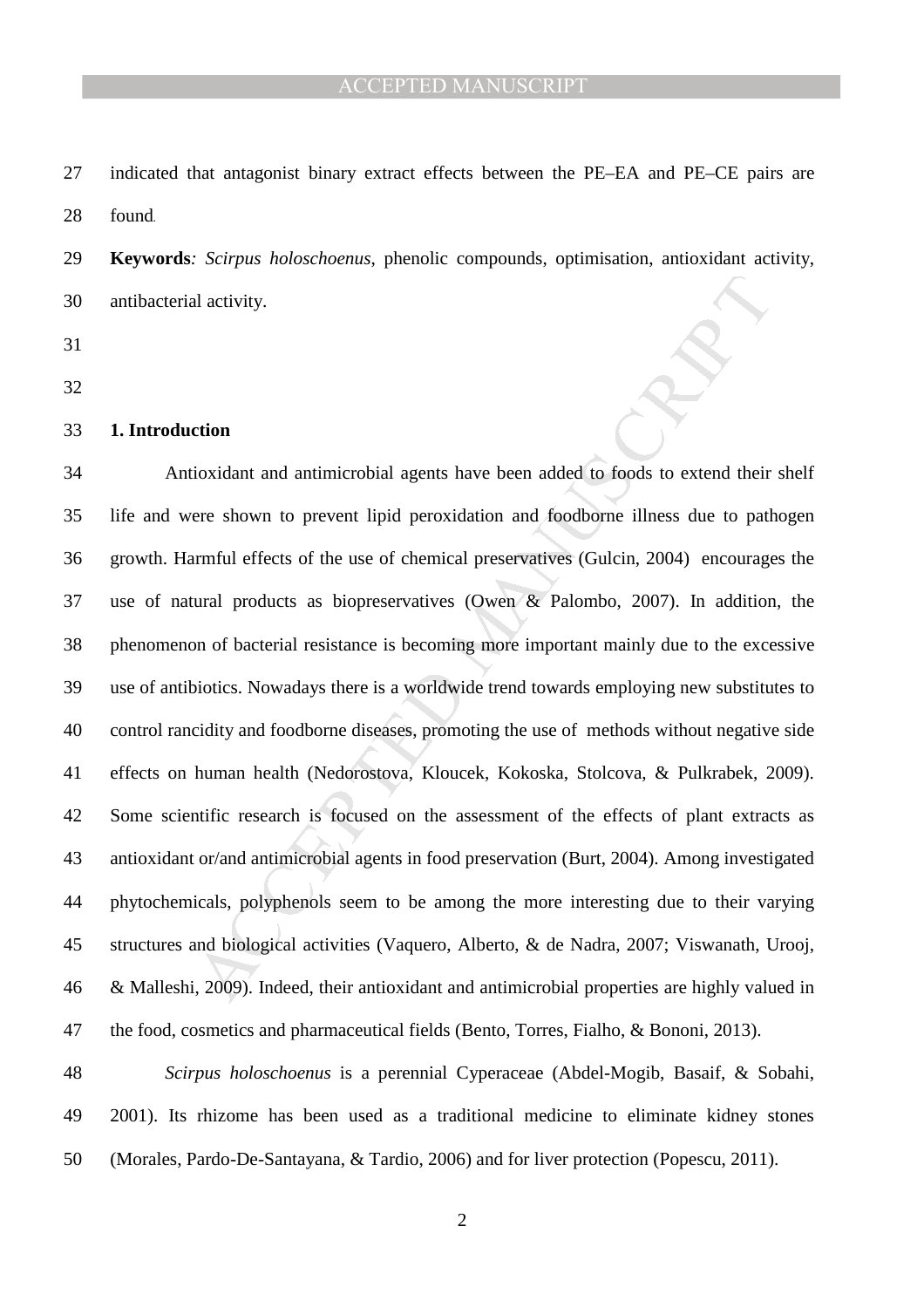indicated that antagonist binary extract effects between the PE–EA and PE–CE pairs are found.

**Keywords***:* *Scirpus holoschoenus*, phenolic compounds, optimisation, antioxidant activity, antibacterial activity.

## 1. Introduction

Antioxidant and antimicrobial agents have been added to foods to extend their shelf life and were shown to prevent lipid peroxidation and foodborne illness due to pathogen growth. Harmful effects of the use of chemical preservatives (Gulcin, 2004) encourages the use of natural products as biopreservatives (Owen & Palombo, 2007). In addition, the phenomenon of bacterial resistance is becoming more important mainly due to the excessive use of antibiotics. Nowadays there is a worldwide trend towards employing new substitutes to control rancidity and foodborne diseases, promoting the use of methods without negative side effects on human health (Nedorostova, Kloucek, Kokoska, Stolcova, & Pulkrabek, 2009). Some scientific research is focused on the assessment of the effects of plant extracts as antioxidant or/and antimicrobial agents in food preservation (Burt, 2004). Among investigated phytochemicals, polyphenols seem to be among the more interesting due to their varying structures and biological activities (Vaquero, Alberto, & de Nadra, 2007; Viswanath, Urooj, & Malleshi, 2009). Indeed, their antioxidant and antimicrobial properties are highly valued in the food, cosmetics and pharmaceutical fields (Bento, Torres, Fialho, & Bononi, 2013).

*Scirpus holoschoenus* is a perennial Cyperaceae (Abdel-Mogib, Basaif, & Sobahi, 2001). Its rhizome has been used as a traditional medicine to eliminate kidney stones (Morales, Pardo-De-Santayana, & Tardio, 2006) and for liver protection (Popescu, 2011).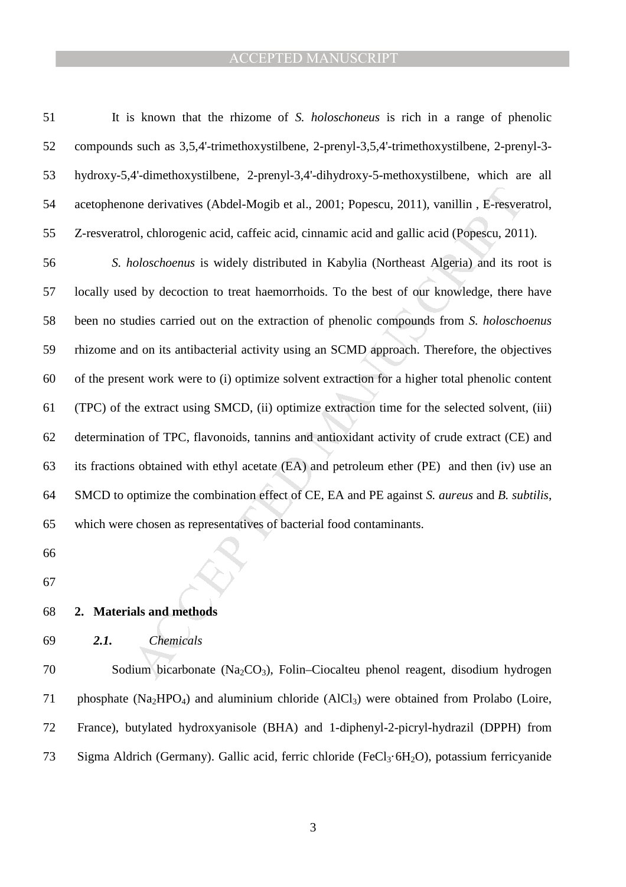It is known that the rhizome of *S. holoschoneus* is rich in a range of phenolic compounds such as 3,5,4'-trimethoxystilbene, 2-prenyl-3,5,4'-trimethoxystilbene, 2-prenyl-3-hydroxy-5,4'-dimethoxystilbene, 2-prenyl-3,4'-dihydroxy-5-methoxystilbene, which are all acetophenone derivatives (Abdel-Mogib et al., 2001; Popescu, 2011), vanillin , E-resveratrol, Z-resveratrol, chlorogenic acid, caffeic acid, cinnamic acid and gallic acid (Popescu, 2011).

*S. holoschoenus* is widely distributed in Kabylia (Northeast Algeria) and its root is locally used by decoction to treat haemorrhoids. To the best of our knowledge, there have been no studies carried out on the extraction of phenolic compounds from *S. holoschoenus* rhizome and on its antibacterial activity using an SCMD approach. Therefore, the objectives of the present work were to (i) optimize solvent extraction for a higher total phenolic content (TPC) of the extract using SMCD, (ii) optimize extraction time for the selected solvent, (iii) determination of TPC, flavonoids, tannins and antioxidant activity of crude extract (CE) and its fractions obtained with ethyl acetate (EA) and petroleum ether (PE) and then (iv) use an SMCD to optimize the combination effect of CE, EA and PE against *S. aureus* and *B. subtilis*, which were chosen as representatives of bacterial food contaminants.

## 2. Materials and methods

### *2.1. Chemicals*

Sodium bicarbonate ($Na_2CO_3$), Folin–Ciocalteu phenol reagent, disodium hydrogen phosphate ($Na_2HPO_4$) and aluminium chloride ($AlCl_3$) were obtained from Prolabo (Loire, France), butylated hydroxyanisole (BHA) and 1-diphenyl-2-picryl-hydrazil (DPPH) from Sigma Aldrich (Germany). Gallic acid, ferric chloride ($FeCl_3 \cdot 6H_2O$), potassium ferricyanide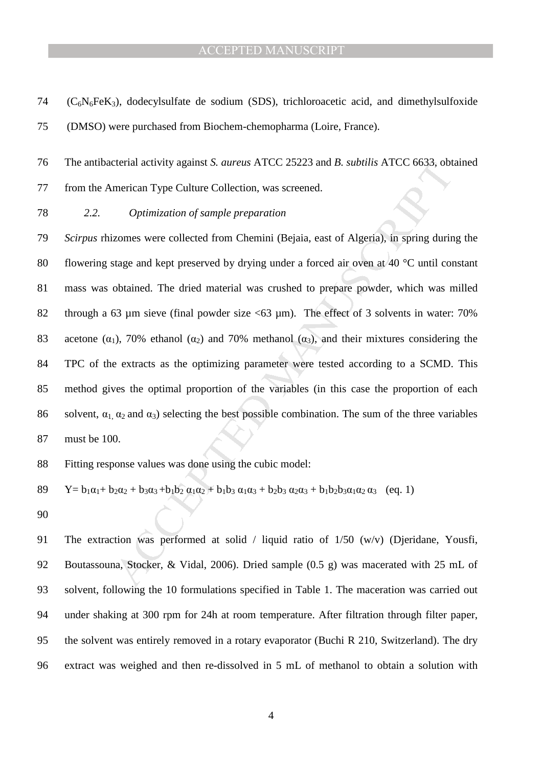($C_6N_6FeK_3$), dodecylsulfate de sodium (SDS), trichloroacetic acid, and dimethylsulfoxide (DMSO) were purchased from Biochem-chemopharma (Loire, France).

The antibacterial activity against *S. aureus* ATCC 25223 and *B. subtilis* ATCC 6633, obtained from the American Type Culture Collection, was screened.

### *2.2. Optimization of sample preparation*

*Scirpus* rhizomes were collected from Chemini (Bejaia, east of Algeria), in spring during the flowering stage and kept preserved by drying under a forced air oven at 40 °C until constant mass was obtained. The dried material was crushed to prepare powder, which was milled through a 63 µm sieve (final powder size <63 µm). The effect of 3 solvents in water: 70% acetone ($\alpha_1$), 70% ethanol ($\alpha_2$) and 70% methanol ($\alpha_3$), and their mixtures considering the TPC of the extracts as the optimizing parameter were tested according to a SCMD. This method gives the optimal proportion of the variables (in this case the proportion of each solvent, $\alpha_1$, $\alpha_2$ and $\alpha_3$) selecting the best possible combination. The sum of the three variables must be 100.

Fitting response values was done using the cubic model:

$$Y = b_1\alpha_1 + b_2\alpha_2 + b_3\alpha_3 + b_1b_2\,\alpha_1\alpha_2 + b_1b_3\,\alpha_1\alpha_3 + b_2b_3\,\alpha_2\alpha_3 + b_1b_2b_3\alpha_1\alpha_2\,\alpha_3 \quad \text{(eq. 1)}$$

The extraction was performed at solid / liquid ratio of 1/50 (w/v) (Djeridane, Yousfi, Boutassouna, Stocker, & Vidal, 2006). Dried sample (0.5 g) was macerated with 25 mL of solvent, following the 10 formulations specified in Table 1. The maceration was carried out under shaking at 300 rpm for 24h at room temperature. After filtration through filter paper, the solvent was entirely removed in a rotary evaporator (Buchi R 210, Switzerland). The dry extract was weighed and then re-dissolved in 5 mL of methanol to obtain a solution with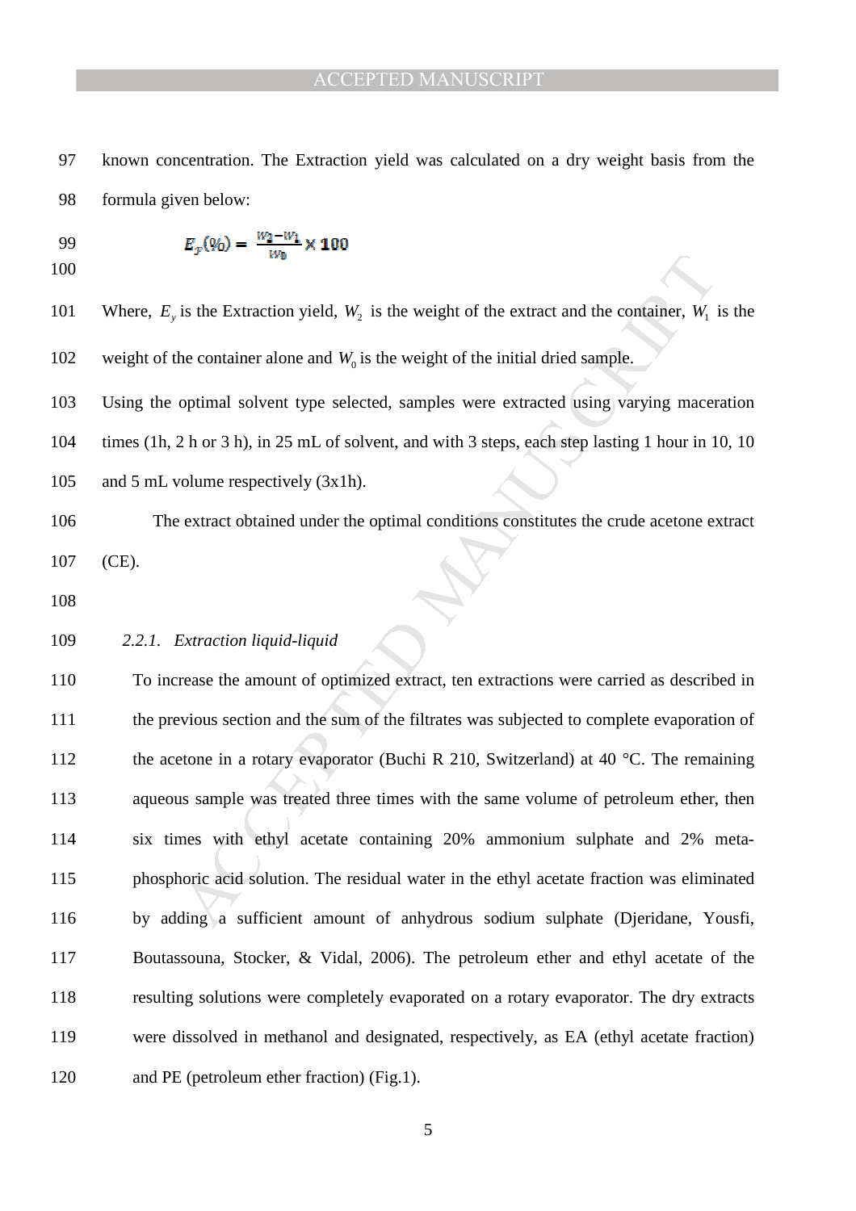known concentration. The Extraction yield was calculated on a dry weight basis from the formula given below:

$$E_y(\%) = \frac{W_2 - W_1}{W_0} \times 100$$

Where, $E_y$ is the Extraction yield, $W_2$ is the weight of the extract and the container, $W_1$ is the weight of the container alone and $W_0$ is the weight of the initial dried sample.

Using the optimal solvent type selected, samples were extracted using varying maceration times (1h, 2 h or 3 h), in 25 mL of solvent, and with 3 steps, each step lasting 1 hour in 10, 10 and 5 mL volume respectively (3x1h).

The extract obtained under the optimal conditions constitutes the crude acetone extract (CE).

### *2.2.1. Extraction liquid-liquid*

To increase the amount of optimized extract, ten extractions were carried as described in the previous section and the sum of the filtrates was subjected to complete evaporation of the acetone in a rotary evaporator (Buchi R 210, Switzerland) at 40 °C. The remaining aqueous sample was treated three times with the same volume of petroleum ether, then six times with ethyl acetate containing 20% ammonium sulphate and 2% meta-phosphoric acid solution. The residual water in the ethyl acetate fraction was eliminated by adding a sufficient amount of anhydrous sodium sulphate (Djeridane, Yousfi, Boutassouna, Stocker, & Vidal, 2006). The petroleum ether and ethyl acetate of the resulting solutions were completely evaporated on a rotary evaporator. The dry extracts were dissolved in methanol and designated, respectively, as EA (ethyl acetate fraction) and PE (petroleum ether fraction) (Fig.1).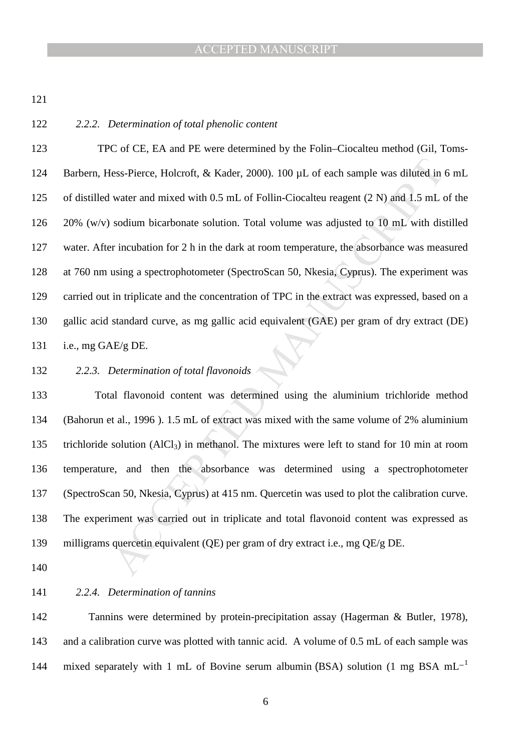### 2.2.2. Determination of total phenolic content

TPC of CE, EA and PE were determined by the Folin–Ciocalteu method (Gil, Toms-Barbern, Hess-Pierce, Holcroft, & Kader, 2000). 100 µL of each sample was diluted in 6 mL of distilled water and mixed with 0.5 mL of Follin-Ciocalteu reagent (2 N) and 1.5 mL of the 20% (w/v) sodium bicarbonate solution. Total volume was adjusted to 10 mL with distilled water. After incubation for 2 h in the dark at room temperature, the absorbance was measured at 760 nm using a spectrophotometer (SpectroScan 50, Nkesia, Cyprus). The experiment was carried out in triplicate and the concentration of TPC in the extract was expressed, based on a gallic acid standard curve, as mg gallic acid equivalent (GAE) per gram of dry extract (DE) i.e., mg GAE/g DE.

### 2.2.3. Determination of total flavonoids

Total flavonoid content was determined using the aluminium trichloride method (Bahorun et al., 1996 ). 1.5 mL of extract was mixed with the same volume of 2% aluminium trichloride solution ($AlCl_3$) in methanol. The mixtures were left to stand for 10 min at room temperature, and then the absorbance was determined using a spectrophotometer (SpectroScan 50, Nkesia, Cyprus) at 415 nm. Quercetin was used to plot the calibration curve. The experiment was carried out in triplicate and total flavonoid content was expressed as milligrams quercetin equivalent (QE) per gram of dry extract i.e., mg QE/g DE.

### 2.2.4. Determination of tannins

Tannins were determined by protein-precipitation assay (Hagerman & Butler, 1978), and a calibration curve was plotted with tannic acid. A volume of 0.5 mL of each sample was mixed separately with 1 mL of Bovine serum albumin (BSA) solution (1 mg BSA $mL^{-1}$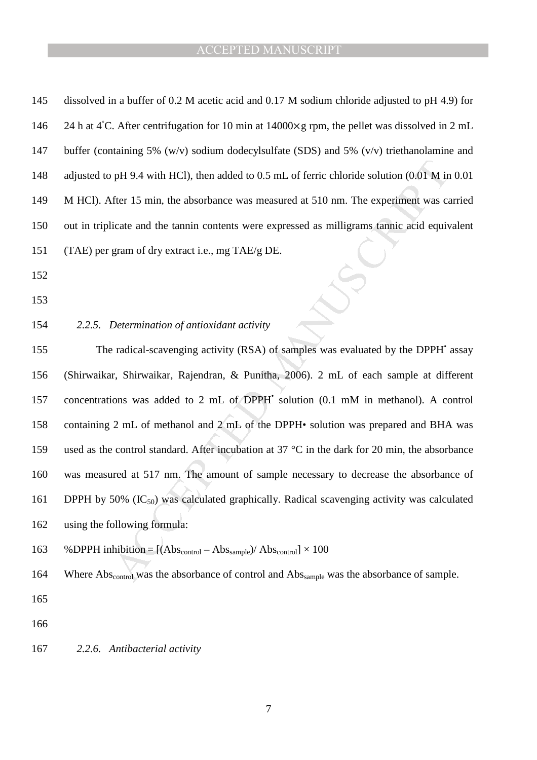dissolved in a buffer of 0.2 M acetic acid and 0.17 M sodium chloride adjusted to pH 4.9) for 24 h at 4°C. After centrifugation for 10 min at 14000×g rpm, the pellet was dissolved in 2 mL buffer (containing 5% (w/v) sodium dodecylsulfate (SDS) and 5% (v/v) triethanolamine and adjusted to pH 9.4 with HCl), then added to 0.5 mL of ferric chloride solution (0.01 M in 0.01 M HCl). After 15 min, the absorbance was measured at 510 nm. The experiment was carried out in triplicate and the tannin contents were expressed as milligrams tannic acid equivalent (TAE) per gram of dry extract i.e., mg TAE/g DE.

### *2.2.5. Determination of antioxidant activity*

The radical-scavenging activity (RSA) of samples was evaluated by the DPPH• assay (Shirwaikar, Shirwaikar, Rajendran, & Punitha, 2006). 2 mL of each sample at different concentrations was added to 2 mL of DPPH• solution (0.1 mM in methanol). A control containing 2 mL of methanol and 2 mL of the DPPH• solution was prepared and BHA was used as the control standard. After incubation at 37 °C in the dark for 20 min, the absorbance was measured at 517 nm. The amount of sample necessary to decrease the absorbance of DPPH by 50% ($IC_{50}$) was calculated graphically. Radical scavenging activity was calculated using the following formula:

$$\%\text{DPPH inhibition} = [(Abs_{control} - Abs_{sample}) / Abs_{control}] \times 100$$

Where $Abs_{control}$ was the absorbance of control and $Abs_{sample}$ was the absorbance of sample.

### *2.2.6. Antibacterial activity*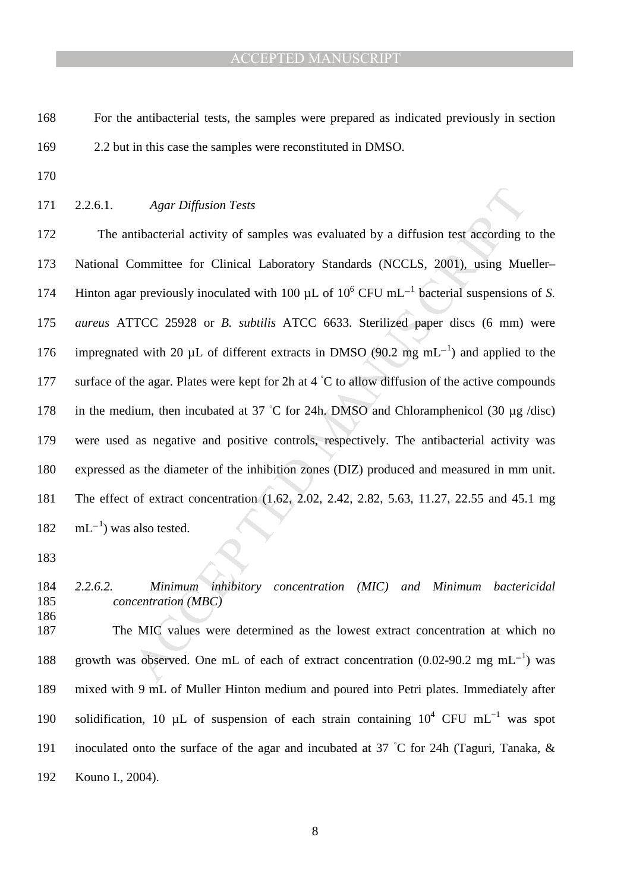For the antibacterial tests, the samples were prepared as indicated previously in section 2.2 but in this case the samples were reconstituted in DMSO.

#### 2.2.6.1. *Agar Diffusion Tests*

The antibacterial activity of samples was evaluated by a diffusion test according to the National Committee for Clinical Laboratory Standards (NCCLS, 2001), using Mueller–Hinton agar previously inoculated with 100 µL of $10^6$ CFU $mL^{-1}$ bacterial suspensions of *S. aureus* ATTCC 25928 or *B. subtilis* ATCC 6633. Sterilized paper discs (6 mm) were impregnated with 20 µL of different extracts in DMSO (90.2 mg $mL^{-1}$) and applied to the surface of the agar. Plates were kept for 2h at 4 °C to allow diffusion of the active compounds in the medium, then incubated at 37 °C for 24h. DMSO and Chloramphenicol (30 µg /disc) were used as negative and positive controls, respectively. The antibacterial activity was expressed as the diameter of the inhibition zones (DIZ) produced and measured in mm unit. The effect of extract concentration (1.62, 2.02, 2.42, 2.82, 5.63, 11.27, 22.55 and 45.1 mg $mL^{-1}$) was also tested.

#### *2.2.6.2. Minimum inhibitory concentration (MIC) and Minimum bactericidal concentration (MBC)*

The MIC values were determined as the lowest extract concentration at which no growth was observed. One mL of each of extract concentration (0.02-90.2 mg $mL^{-1}$) was mixed with 9 mL of Muller Hinton medium and poured into Petri plates. Immediately after solidification, 10 µL of suspension of each strain containing $10^4$ CFU $mL^{-1}$ was spot inoculated onto the surface of the agar and incubated at 37 °C for 24h (Taguri, Tanaka, & Kouno I., 2004).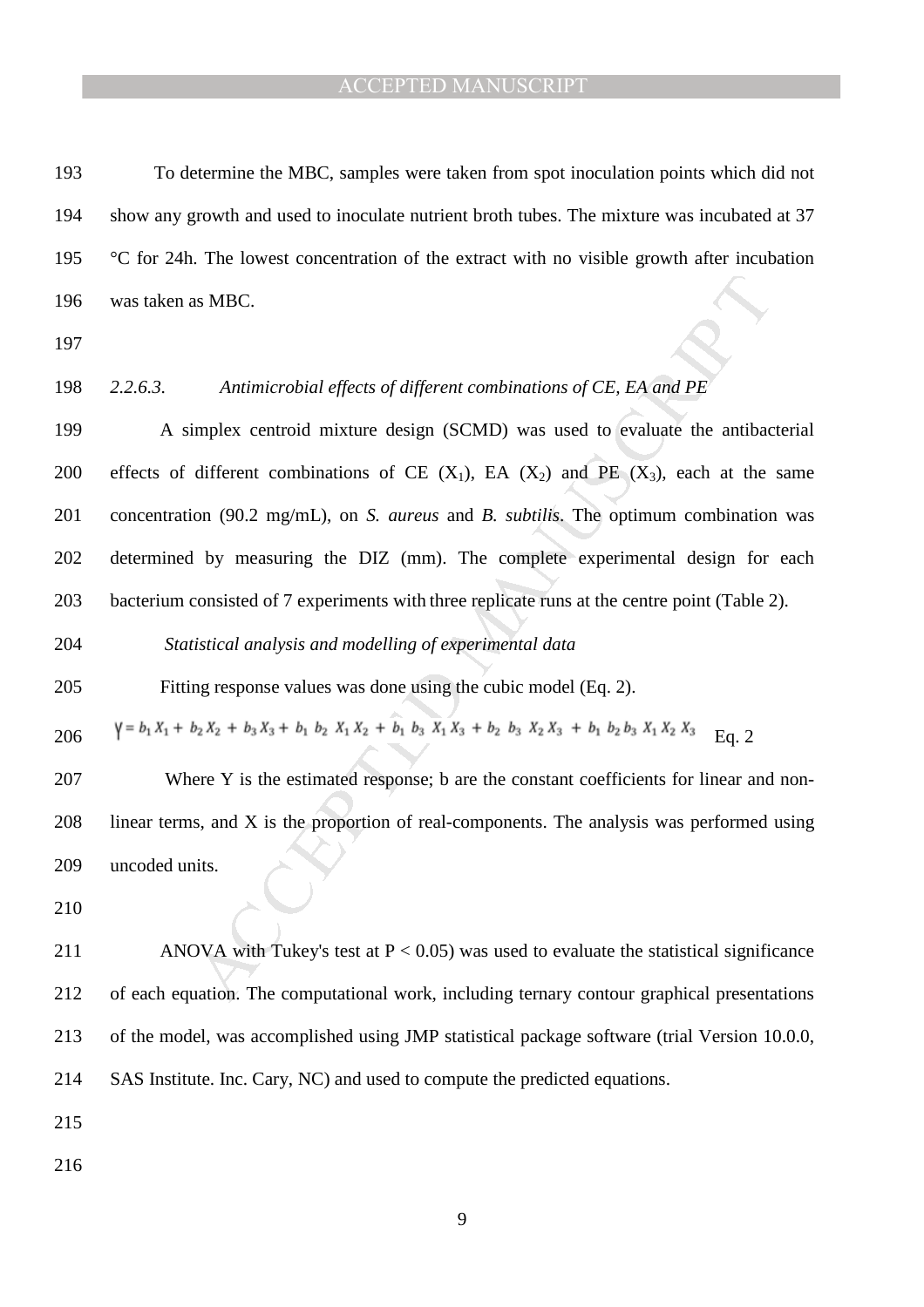To determine the MBC, samples were taken from spot inoculation points which did not show any growth and used to inoculate nutrient broth tubes. The mixture was incubated at 37 °C for 24h. The lowest concentration of the extract with no visible growth after incubation was taken as MBC.

*2.2.6.3. Antimicrobial effects of different combinations of CE, EA and PE*

A simplex centroid mixture design (SCMD) was used to evaluate the antibacterial effects of different combinations of CE ($X_1$), EA ($X_2$) and PE ($X_3$), each at the same concentration (90.2 mg/mL), on *S. aureus* and *B. subtilis*. The optimum combination was determined by measuring the DIZ (mm). The complete experimental design for each bacterium consisted of 7 experiments with three replicate runs at the centre point (Table 2).

*Statistical analysis and modelling of experimental data*

Fitting response values was done using the cubic model (Eq. 2).

$$Y = b_1 X_1 + b_2 X_2 + b_3 X_3 + b_1\, b_2\, X_1 X_2 + b_1\, b_3\, X_1 X_3 + b_2\, b_3\, X_2 X_3 + b_1\, b_2 b_3\, X_1 X_2\, X_3 \quad \text{Eq. 2}$$

Where Y is the estimated response; b are the constant coefficients for linear and non-linear terms, and X is the proportion of real-components. The analysis was performed using uncoded units.

ANOVA with Tukey's test at $P < 0.05$) was used to evaluate the statistical significance of each equation. The computational work, including ternary contour graphical presentations of the model, was accomplished using JMP statistical package software (trial Version 10.0.0, SAS Institute. Inc. Cary, NC) and used to compute the predicted equations.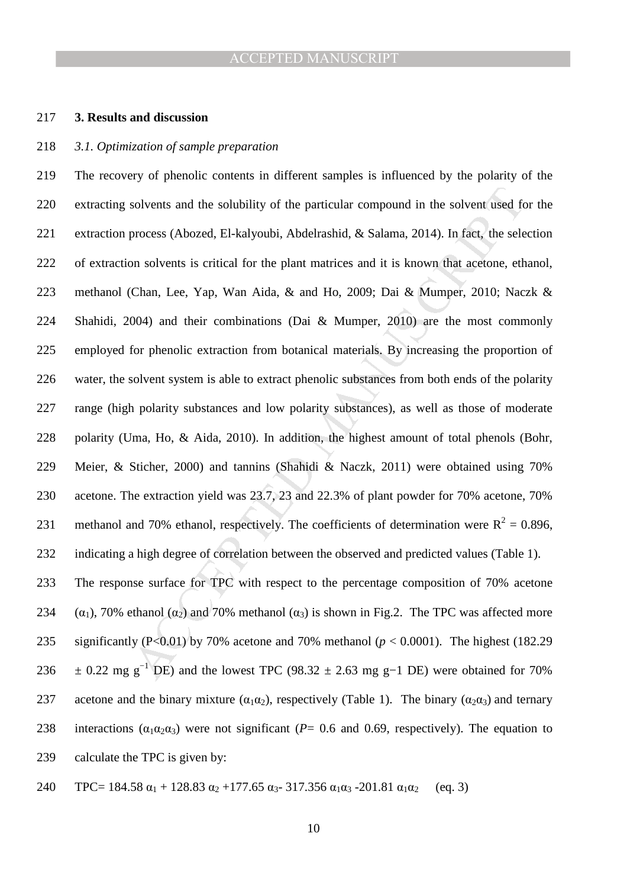## 3. Results and discussion

### *3.1. Optimization of sample preparation*

The recovery of phenolic contents in different samples is influenced by the polarity of the extracting solvents and the solubility of the particular compound in the solvent used for the extraction process (Abozed, El-kalyoubi, Abdelrashid, & Salama, 2014). In fact, the selection of extraction solvents is critical for the plant matrices and it is known that acetone, ethanol, methanol (Chan, Lee, Yap, Wan Aida, & and Ho, 2009; Dai & Mumper, 2010; Naczk & Shahidi, 2004) and their combinations (Dai & Mumper, 2010) are the most commonly employed for phenolic extraction from botanical materials. By increasing the proportion of water, the solvent system is able to extract phenolic substances from both ends of the polarity range (high polarity substances and low polarity substances), as well as those of moderate polarity (Uma, Ho, & Aida, 2010). In addition, the highest amount of total phenols (Bohr, Meier, & Sticher, 2000) and tannins (Shahidi & Naczk, 2011) were obtained using 70% acetone. The extraction yield was 23.7, 23 and 22.3% of plant powder for 70% acetone, 70% methanol and 70% ethanol, respectively. The coefficients of determination were $R^2 = 0.896$, indicating a high degree of correlation between the observed and predicted values (Table 1).

The response surface for TPC with respect to the percentage composition of 70% acetone ($\alpha_1$), 70% ethanol ($\alpha_2$) and 70% methanol ($\alpha_3$) is shown in Fig.2. The TPC was affected more significantly ($P<0.01$) by 70% acetone and 70% methanol ($p < 0.0001$). The highest (182.29 $\pm$ 0.22 mg $g^{-1}$ DE) and the lowest TPC (98.32 $\pm$ 2.63 mg $g^{-1}$ DE) were obtained for 70% acetone and the binary mixture ($\alpha_1\alpha_2$), respectively (Table 1). The binary ($\alpha_2\alpha_3$) and ternary interactions ($\alpha_1\alpha_2\alpha_3$) were not significant ($P$= 0.6 and 0.69, respectively). The equation to calculate the TPC is given by:

$$TPC= 184.58\ \alpha_1 + 128.83\ \alpha_2 + 177.65\ \alpha_3 - 317.356\ \alpha_1\alpha_3 - 201.81\ \alpha_1\alpha_2 \quad \text{(eq. 3)}$$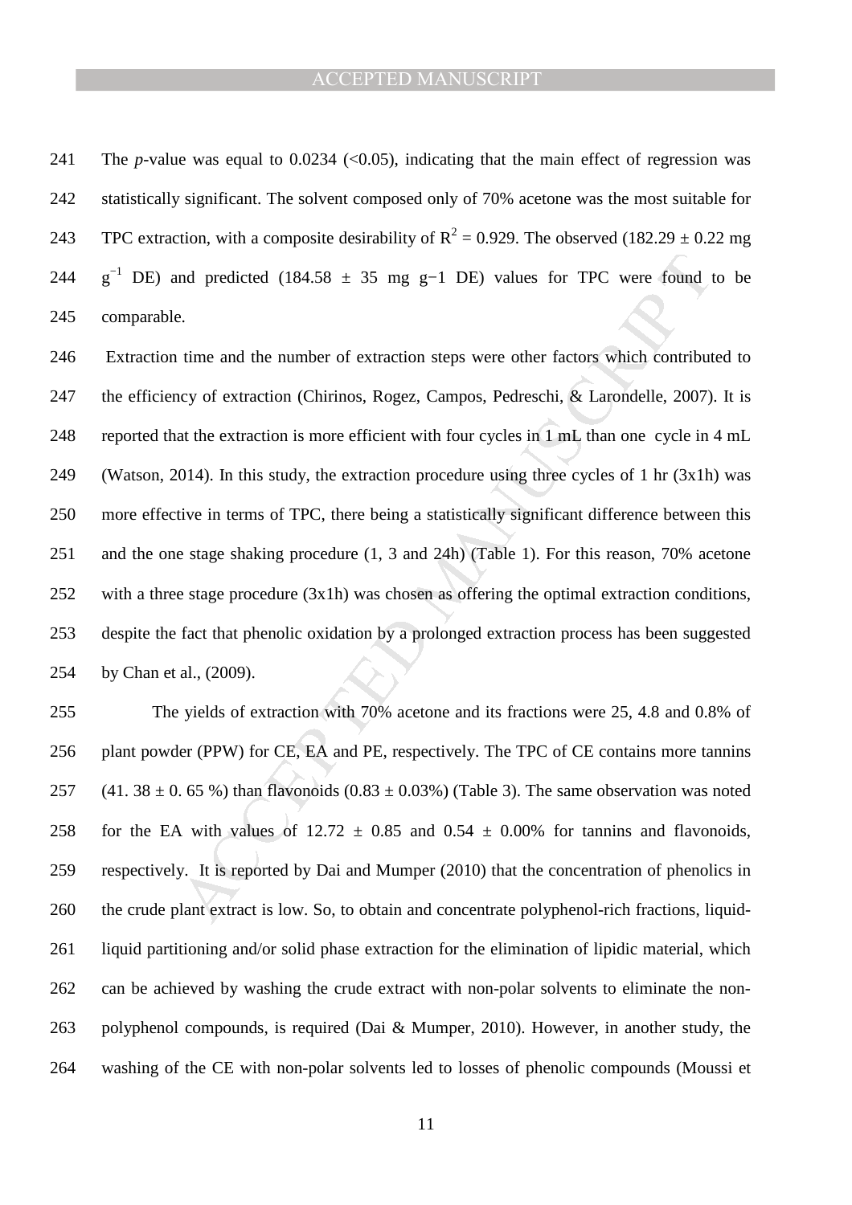The *p*-value was equal to 0.0234 (<0.05), indicating that the main effect of regression was statistically significant. The solvent composed only of 70% acetone was the most suitable for TPC extraction, with a composite desirability of $R^2 = 0.929$. The observed (182.29 ± 0.22 mg $g^{-1}$ DE) and predicted (184.58 ± 35 mg $g^{-1}$ DE) values for TPC were found to be comparable.

Extraction time and the number of extraction steps were other factors which contributed to the efficiency of extraction (Chirinos, Rogez, Campos, Pedreschi, & Larondelle, 2007). It is reported that the extraction is more efficient with four cycles in 1 mL than one cycle in 4 mL (Watson, 2014). In this study, the extraction procedure using three cycles of 1 hr (3x1h) was more effective in terms of TPC, there being a statistically significant difference between this and the one stage shaking procedure (1, 3 and 24h) (Table 1). For this reason, 70% acetone with a three stage procedure (3x1h) was chosen as offering the optimal extraction conditions, despite the fact that phenolic oxidation by a prolonged extraction process has been suggested by Chan et al., (2009).

The yields of extraction with 70% acetone and its fractions were 25, 4.8 and 0.8% of plant powder (PPW) for CE, EA and PE, respectively. The TPC of CE contains more tannins (41. 38 ± 0. 65 %) than flavonoids (0.83 ± 0.03%) (Table 3). The same observation was noted for the EA with values of 12.72 ± 0.85 and 0.54 ± 0.00% for tannins and flavonoids, respectively. It is reported by Dai and Mumper (2010) that the concentration of phenolics in the crude plant extract is low. So, to obtain and concentrate polyphenol-rich fractions, liquid-liquid partitioning and/or solid phase extraction for the elimination of lipidic material, which can be achieved by washing the crude extract with non-polar solvents to eliminate the non-polyphenol compounds, is required (Dai & Mumper, 2010). However, in another study, the washing of the CE with non-polar solvents led to losses of phenolic compounds (Moussi et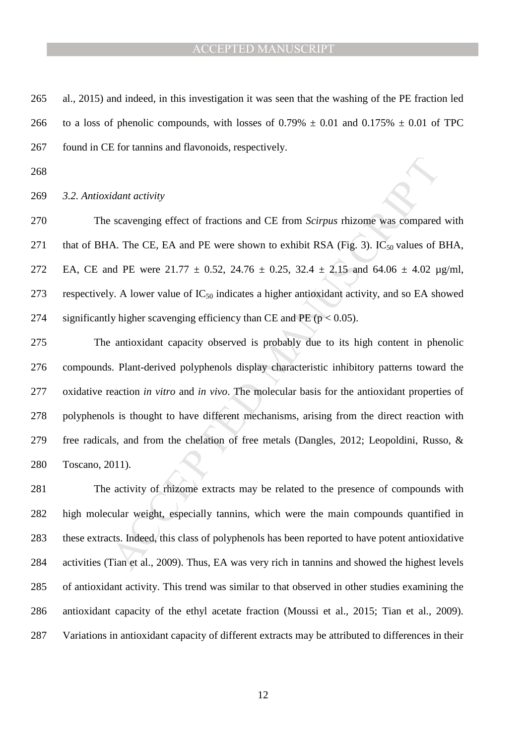al., 2015) and indeed, in this investigation it was seen that the washing of the PE fraction led to a loss of phenolic compounds, with losses of 0.79% ± 0.01 and 0.175% ± 0.01 of TPC found in CE for tannins and flavonoids, respectively.

*3.2. Antioxidant activity*

The scavenging effect of fractions and CE from *Scirpus* rhizome was compared with that of BHA. The CE, EA and PE were shown to exhibit RSA (Fig. 3). $IC_{50}$ values of BHA, EA, CE and PE were 21.77 ± 0.52, 24.76 ± 0.25, 32.4 ± 2.15 and 64.06 ± 4.02 µg/ml, respectively. A lower value of $IC_{50}$ indicates a higher antioxidant activity, and so EA showed significantly higher scavenging efficiency than CE and PE ($p < 0.05$).

The antioxidant capacity observed is probably due to its high content in phenolic compounds. Plant-derived polyphenols display characteristic inhibitory patterns toward the oxidative reaction *in vitro* and *in vivo*. The molecular basis for the antioxidant properties of polyphenols is thought to have different mechanisms, arising from the direct reaction with free radicals, and from the chelation of free metals (Dangles, 2012; Leopoldini, Russo, & Toscano, 2011).

The activity of rhizome extracts may be related to the presence of compounds with high molecular weight, especially tannins, which were the main compounds quantified in these extracts. Indeed, this class of polyphenols has been reported to have potent antioxidative activities (Tian et al., 2009). Thus, EA was very rich in tannins and showed the highest levels of antioxidant activity. This trend was similar to that observed in other studies examining the antioxidant capacity of the ethyl acetate fraction (Moussi et al., 2015; Tian et al., 2009). Variations in antioxidant capacity of different extracts may be attributed to differences in their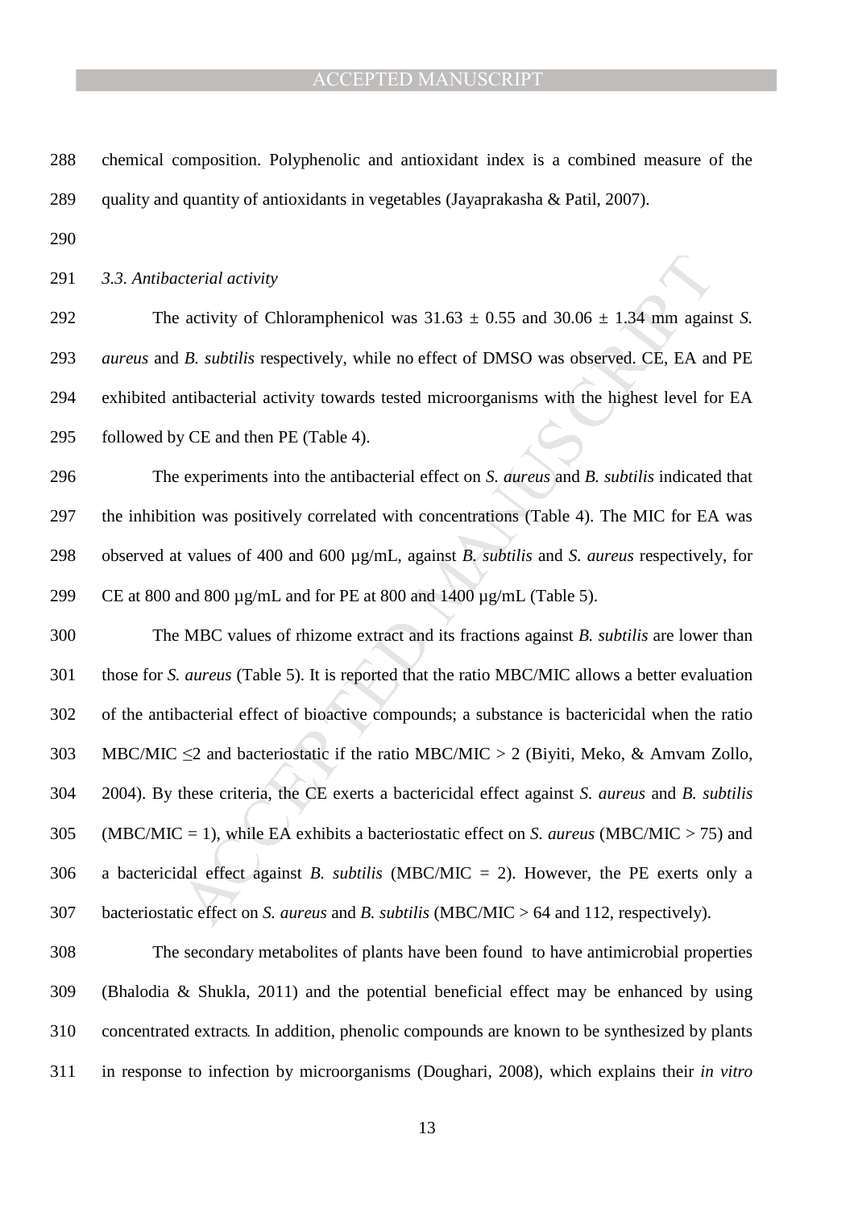chemical composition. Polyphenolic and antioxidant index is a combined measure of the quality and quantity of antioxidants in vegetables (Jayaprakasha & Patil, 2007).

*3.3. Antibacterial activity*

The activity of Chloramphenicol was $31.63 \pm 0.55$ and $30.06 \pm 1.34$ mm against *S. aureus* and *B. subtilis* respectively, while no effect of DMSO was observed. CE, EA and PE exhibited antibacterial activity towards tested microorganisms with the highest level for EA followed by CE and then PE (Table 4).

The experiments into the antibacterial effect on *S. aureus* and *B. subtilis* indicated that the inhibition was positively correlated with concentrations (Table 4). The MIC for EA was observed at values of 400 and 600 µg/mL, against *B. subtilis* and *S. aureus* respectively, for CE at 800 and 800 µg/mL and for PE at 800 and 1400 µg/mL (Table 5).

The MBC values of rhizome extract and its fractions against *B. subtilis* are lower than those for *S. aureus* (Table 5). It is reported that the ratio MBC/MIC allows a better evaluation of the antibacterial effect of bioactive compounds; a substance is bactericidal when the ratio MBC/MIC $\leq 2$ and bacteriostatic if the ratio MBC/MIC $> 2$ (Biyiti, Meko, & Amvam Zollo, 2004). By these criteria, the CE exerts a bactericidal effect against *S. aureus* and *B. subtilis* (MBC/MIC = 1), while EA exhibits a bacteriostatic effect on *S. aureus* (MBC/MIC $> 75$) and a bactericidal effect against *B. subtilis* (MBC/MIC = 2). However, the PE exerts only a bacteriostatic effect on *S. aureus* and *B. subtilis* (MBC/MIC $> 64$ and 112, respectively).

The secondary metabolites of plants have been found to have antimicrobial properties (Bhalodia & Shukla, 2011) and the potential beneficial effect may be enhanced by using concentrated extracts. In addition, phenolic compounds are known to be synthesized by plants in response to infection by microorganisms (Doughari, 2008), which explains their *in vitro*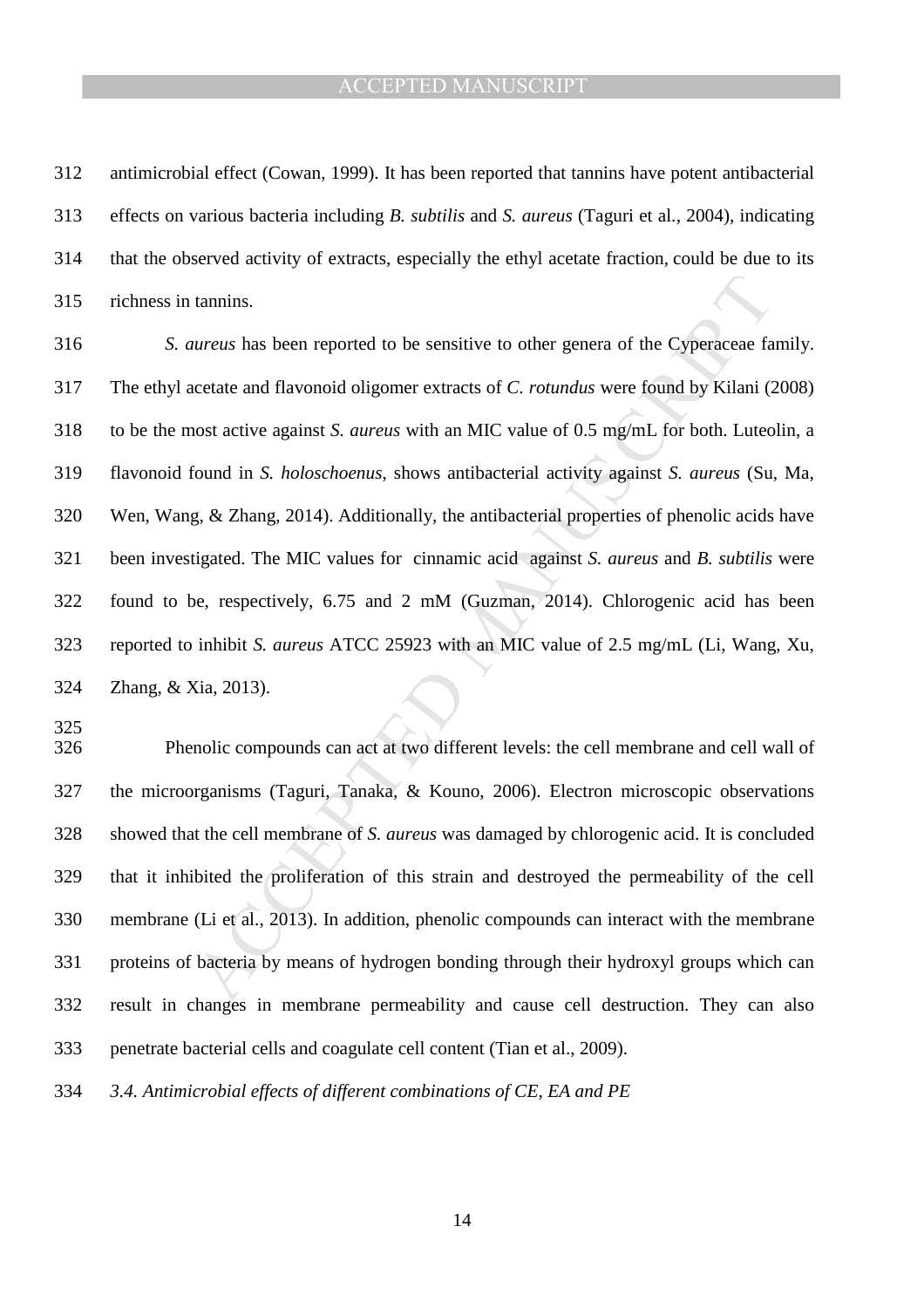antimicrobial effect (Cowan, 1999). It has been reported that tannins have potent antibacterial effects on various bacteria including *B. subtilis* and *S. aureus* (Taguri et al., 2004), indicating that the observed activity of extracts, especially the ethyl acetate fraction, could be due to its richness in tannins.

*S. aureus* has been reported to be sensitive to other genera of the Cyperaceae family. The ethyl acetate and flavonoid oligomer extracts of *C. rotundus* were found by Kilani (2008) to be the most active against *S. aureus* with an MIC value of 0.5 mg/mL for both. Luteolin, a flavonoid found in *S. holoschoenus*, shows antibacterial activity against *S. aureus* (Su, Ma, Wen, Wang, & Zhang, 2014). Additionally, the antibacterial properties of phenolic acids have been investigated. The MIC values for cinnamic acid against *S. aureus* and *B. subtilis* were found to be, respectively, 6.75 and 2 mM (Guzman, 2014). Chlorogenic acid has been reported to inhibit *S. aureus* ATCC 25923 with an MIC value of 2.5 mg/mL (Li, Wang, Xu, Zhang, & Xia, 2013).

Phenolic compounds can act at two different levels: the cell membrane and cell wall of the microorganisms (Taguri, Tanaka, & Kouno, 2006). Electron microscopic observations showed that the cell membrane of *S. aureus* was damaged by chlorogenic acid. It is concluded that it inhibited the proliferation of this strain and destroyed the permeability of the cell membrane (Li et al., 2013). In addition, phenolic compounds can interact with the membrane proteins of bacteria by means of hydrogen bonding through their hydroxyl groups which can result in changes in membrane permeability and cause cell destruction. They can also penetrate bacterial cells and coagulate cell content (Tian et al., 2009).

### *3.4. Antimicrobial effects of different combinations of CE, EA and PE*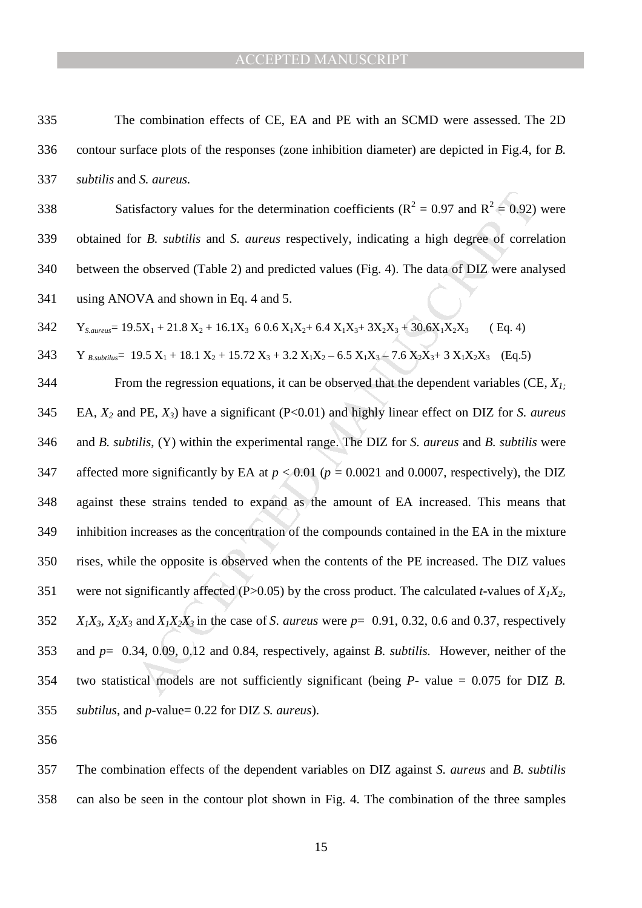The combination effects of CE, EA and PE with an SCMD were assessed. The 2D contour surface plots of the responses (zone inhibition diameter) are depicted in Fig.4, for *B. subtilis* and *S. aureus.*

Satisfactory values for the determination coefficients ($R^2 = 0.97$ and $R^2 = 0.92$) were obtained for *B. subtilis* and *S. aureus* respectively, indicating a high degree of correlation between the observed (Table 2) and predicted values (Fig. 4). The data of DIZ were analysed using ANOVA and shown in Eq. 4 and 5.

$$Y_{S.aureus}= 19.5X_1 + 21.8\,X_2 + 16.1X_3\;\;6\,0.6\,X_1X_2 + 6.4\,X_1X_3 + 3X_2X_3 + 30.6X_1X_2X_3 \quad \text{( Eq. 4)}$$

$$Y_{\,B.subtilus}= 19.5\,X_1 + 18.1\,X_2 + 15.72\,X_3 + 3.2\,X_1X_2 - 6.5\,X_1X_3 - 7.6\,X_2X_3 + 3\,X_1X_2X_3 \quad \text{(Eq.5)}$$

From the regression equations, it can be observed that the dependent variables (CE, $X_1$; EA, $X_2$ and PE, $X_3$) have a significant (P<0.01) and highly linear effect on DIZ for *S. aureus* and *B. subtilis*, (Y) within the experimental range. The DIZ for *S. aureus* and *B. subtilis* were affected more significantly by EA at $p < 0.01$ ($p = 0.0021$ and 0.0007, respectively), the DIZ against these strains tended to expand as the amount of EA increased. This means that inhibition increases as the concentration of the compounds contained in the EA in the mixture rises, while the opposite is observed when the contents of the PE increased. The DIZ values were not significantly affected (P>0.05) by the cross product. The calculated *t*-values of $X_1X_2$, $X_1X_3$, $X_2X_3$ and $X_1X_2X_3$ in the case of *S. aureus* were $p=$ 0.91, 0.32, 0.6 and 0.37, respectively and $p=$ 0.34, 0.09, 0.12 and 0.84, respectively, against *B. subtilis.* However, neither of the two statistical models are not sufficiently significant (being *P*- value = 0.075 for DIZ *B. subtilus*, and *p*-value= 0.22 for DIZ *S. aureus*).

The combination effects of the dependent variables on DIZ against *S. aureus* and *B. subtilis* can also be seen in the contour plot shown in Fig. 4. The combination of the three samples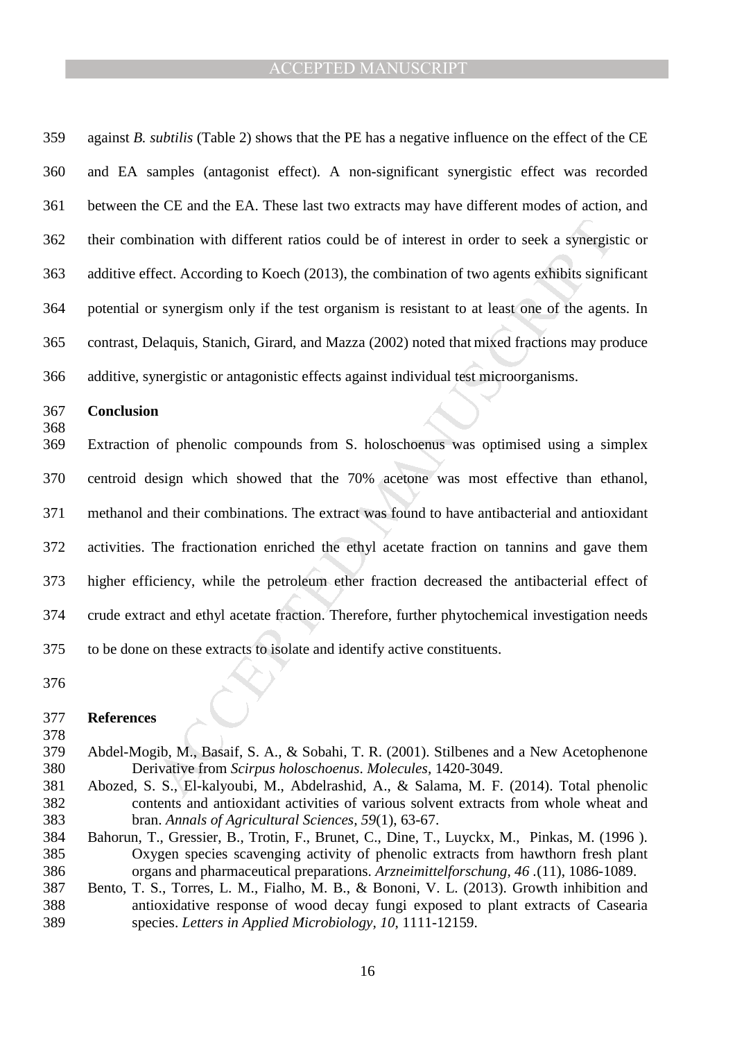against *B. subtilis* (Table 2) shows that the PE has a negative influence on the effect of the CE and EA samples (antagonist effect). A non-significant synergistic effect was recorded between the CE and the EA. These last two extracts may have different modes of action, and their combination with different ratios could be of interest in order to seek a synergistic or additive effect. According to Koech (2013), the combination of two agents exhibits significant potential or synergism only if the test organism is resistant to at least one of the agents. In contrast, Delaquis, Stanich, Girard, and Mazza (2002) noted that mixed fractions may produce additive, synergistic or antagonistic effects against individual test microorganisms.

## Conclusion

Extraction of phenolic compounds from S. holoschoenus was optimised using a simplex centroid design which showed that the 70% acetone was most effective than ethanol, methanol and their combinations. The extract was found to have antibacterial and antioxidant activities. The fractionation enriched the ethyl acetate fraction on tannins and gave them higher efficiency, while the petroleum ether fraction decreased the antibacterial effect of crude extract and ethyl acetate fraction. Therefore, further phytochemical investigation needs to be done on these extracts to isolate and identify active constituents.

## References

Abdel-Mogib, M., Basaif, S. A., & Sobahi, T. R. (2001). Stilbenes and a New Acetophenone Derivative from *Scirpus holoschoenus*. *Molecules*, 1420-3049.

Abozed, S. S., El-kalyoubi, M., Abdelrashid, A., & Salama, M. F. (2014). Total phenolic contents and antioxidant activities of various solvent extracts from whole wheat and bran. *Annals of Agricultural Sciences, 59*(1), 63-67.

Bahorun, T., Gressier, B., Trotin, F., Brunet, C., Dine, T., Luyckx, M., Pinkas, M. (1996 ). Oxygen species scavenging activity of phenolic extracts from hawthorn fresh plant organs and pharmaceutical preparations. *Arzneimittelforschung, 46* .(11), 1086-1089.

Bento, T. S., Torres, L. M., Fialho, M. B., & Bononi, V. L. (2013). Growth inhibition and antioxidative response of wood decay fungi exposed to plant extracts of Casearia species. *Letters in Applied Microbiology, 10*, 1111-12159.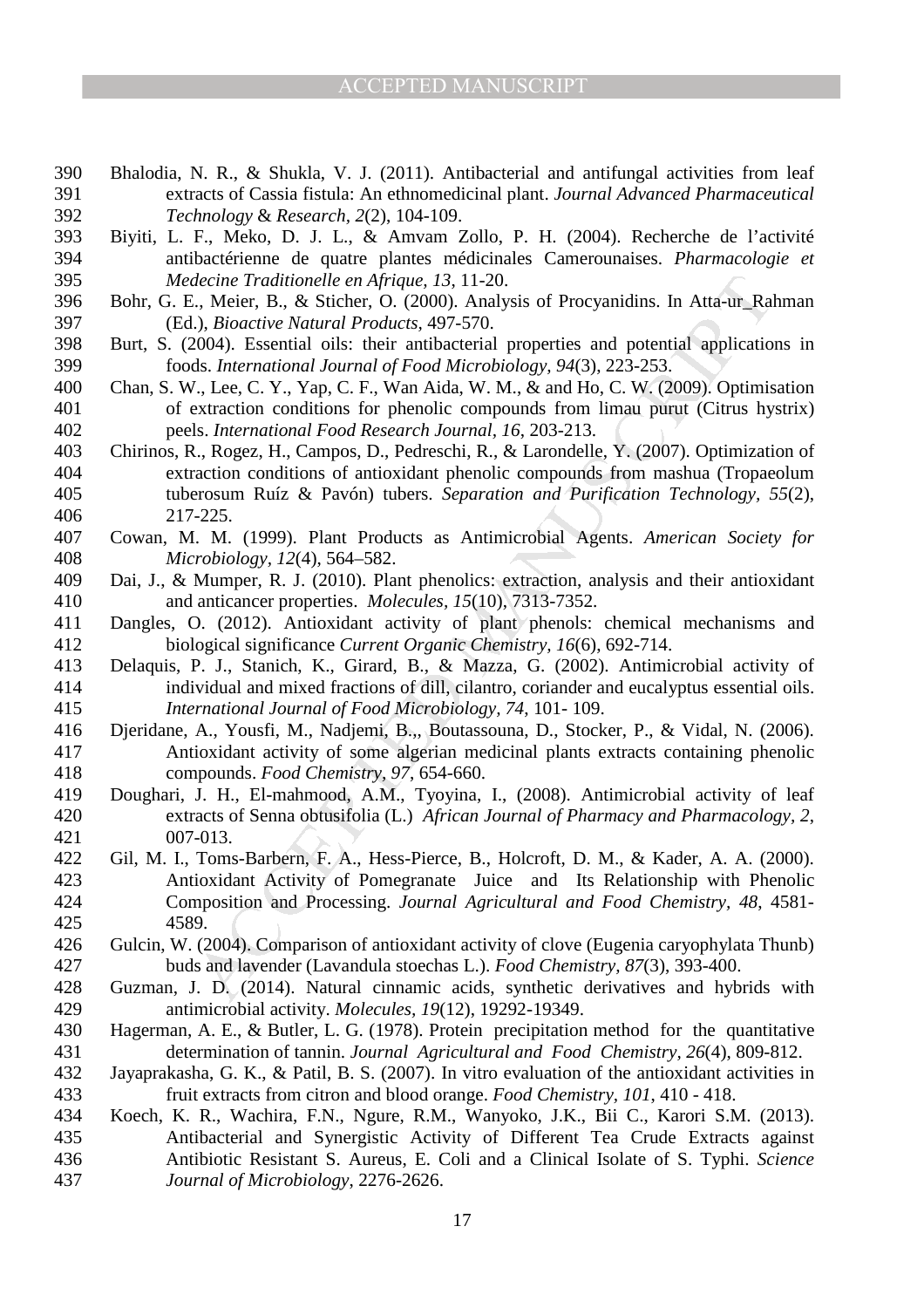Bhalodia, N. R., & Shukla, V. J. (2011). Antibacterial and antifungal activities from leaf extracts of Cassia fistula: An ethnomedicinal plant. *Journal Advanced Pharmaceutical Technology & Research, 2*(2), 104-109.

Biyiti, L. F., Meko, D. J. L., & Amvam Zollo, P. H. (2004). Recherche de l'activité antibactérienne de quatre plantes médicinales Camerounaises. *Pharmacologie et Medecine Traditionelle en Afrique, 13*, 11-20.

Bohr, G. E., Meier, B., & Sticher, O. (2000). Analysis of Procyanidins. In Atta-ur_Rahman (Ed.), *Bioactive Natural Products*, 497-570.

Burt, S. (2004). Essential oils: their antibacterial properties and potential applications in foods. *International Journal of Food Microbiology, 94*(3), 223-253.

Chan, S. W., Lee, C. Y., Yap, C. F., Wan Aida, W. M., & and Ho, C. W. (2009). Optimisation of extraction conditions for phenolic compounds from limau purut (Citrus hystrix) peels. *International Food Research Journal, 16*, 203-213.

Chirinos, R., Rogez, H., Campos, D., Pedreschi, R., & Larondelle, Y. (2007). Optimization of extraction conditions of antioxidant phenolic compounds from mashua (Tropaeolum tuberosum Ruíz & Pavón) tubers. *Separation and Purification Technology, 55*(2), 217-225.

Cowan, M. M. (1999). Plant Products as Antimicrobial Agents. *American Society for Microbiology, 12*(4), 564–582.

Dai, J., & Mumper, R. J. (2010). Plant phenolics: extraction, analysis and their antioxidant and anticancer properties. *Molecules, 15*(10), 7313-7352.

Dangles, O. (2012). Antioxidant activity of plant phenols: chemical mechanisms and biological significance *Current Organic Chemistry, 16*(6), 692-714.

Delaquis, P. J., Stanich, K., Girard, B., & Mazza, G. (2002). Antimicrobial activity of individual and mixed fractions of dill, cilantro, coriander and eucalyptus essential oils. *International Journal of Food Microbiology, 74*, 101- 109.

Djeridane, A., Yousfi, M., Nadjemi, B.,, Boutassouna, D., Stocker, P., & Vidal, N. (2006). Antioxidant activity of some algerian medicinal plants extracts containing phenolic compounds. *Food Chemistry, 97*, 654-660.

Doughari, J. H., El-mahmood, A.M., Tyoyina, I., (2008). Antimicrobial activity of leaf extracts of Senna obtusifolia (L.) *African Journal of Pharmacy and Pharmacology, 2*, 007-013.

Gil, M. I., Toms-Barbern, F. A., Hess-Pierce, B., Holcroft, D. M., & Kader, A. A. (2000). Antioxidant Activity of Pomegranate Juice and Its Relationship with Phenolic Composition and Processing. *Journal Agricultural and Food Chemistry, 48*, 4581-4589.

Gulcin, W. (2004). Comparison of antioxidant activity of clove (Eugenia caryophylata Thunb) buds and lavender (Lavandula stoechas L.). *Food Chemistry, 87*(3), 393-400.

Guzman, J. D. (2014). Natural cinnamic acids, synthetic derivatives and hybrids with antimicrobial activity. *Molecules, 19*(12), 19292-19349.

Hagerman, A. E., & Butler, L. G. (1978). Protein precipitation method for the quantitative determination of tannin. *Journal Agricultural and Food Chemistry, 26*(4), 809-812.

Jayaprakasha, G. K., & Patil, B. S. (2007). In vitro evaluation of the antioxidant activities in fruit extracts from citron and blood orange. *Food Chemistry, 101*, 410 - 418.

Koech, K. R., Wachira, F.N., Ngure, R.M., Wanyoko, J.K., Bii C., Karori S.M. (2013). Antibacterial and Synergistic Activity of Different Tea Crude Extracts against Antibiotic Resistant S. Aureus, E. Coli and a Clinical Isolate of S. Typhi. *Science Journal of Microbiology*, 2276-2626.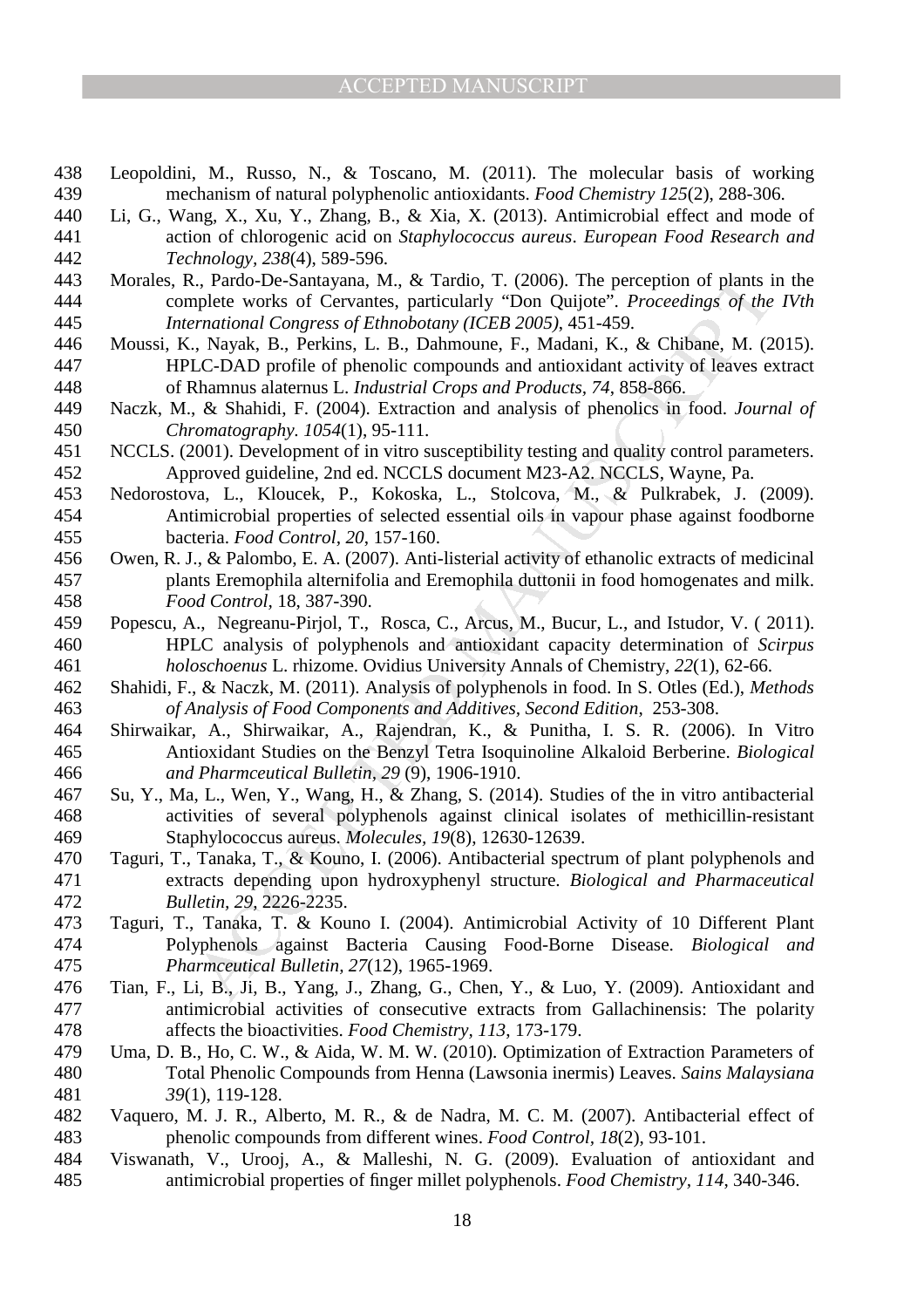Leopoldini, M., Russo, N., & Toscano, M. (2011). The molecular basis of working mechanism of natural polyphenolic antioxidants. *Food Chemistry 125*(2), 288-306.

Li, G., Wang, X., Xu, Y., Zhang, B., & Xia, X. (2013). Antimicrobial effect and mode of action of chlorogenic acid on *Staphylococcus aureus*. *European Food Research and Technology, 238*(4), 589-596.

Morales, R., Pardo-De-Santayana, M., & Tardio, T. (2006). The perception of plants in the complete works of Cervantes, particularly "Don Quijote". *Proceedings of the IVth International Congress of Ethnobotany (ICEB 2005)*, 451-459.

Moussi, K., Nayak, B., Perkins, L. B., Dahmoune, F., Madani, K., & Chibane, M. (2015). HPLC-DAD profile of phenolic compounds and antioxidant activity of leaves extract of Rhamnus alaternus L. *Industrial Crops and Products, 74*, 858-866.

Naczk, M., & Shahidi, F. (2004). Extraction and analysis of phenolics in food. *Journal of Chromatography. 1054*(1), 95-111.

NCCLS. (2001). Development of in vitro susceptibility testing and quality control parameters. Approved guideline, 2nd ed. NCCLS document M23-A2. NCCLS, Wayne, Pa.

Nedorostova, L., Kloucek, P., Kokoska, L., Stolcova, M., & Pulkrabek, J. (2009). Antimicrobial properties of selected essential oils in vapour phase against foodborne bacteria. *Food Control, 20*, 157-160.

Owen, R. J., & Palombo, E. A. (2007). Anti-listerial activity of ethanolic extracts of medicinal plants Eremophila alternifolia and Eremophila duttonii in food homogenates and milk. *Food Control*, 18, 387-390.

Popescu, A., Negreanu-Pirjol, T., Rosca, C., Arcus, M., Bucur, L., and Istudor, V. ( 2011). HPLC analysis of polyphenols and antioxidant capacity determination of *Scirpus holoschoenus* L. rhizome. Ovidius University Annals of Chemistry, *22*(1), 62-66.

Shahidi, F., & Naczk, M. (2011). Analysis of polyphenols in food. In S. Otles (Ed.), *Methods of Analysis of Food Components and Additives, Second Edition*, 253-308.

Shirwaikar, A., Shirwaikar, A., Rajendran, K., & Punitha, I. S. R. (2006). In Vitro Antioxidant Studies on the Benzyl Tetra Isoquinoline Alkaloid Berberine. *Biological and Pharmceutical Bulletin, 29* (9), 1906-1910.

Su, Y., Ma, L., Wen, Y., Wang, H., & Zhang, S. (2014). Studies of the in vitro antibacterial activities of several polyphenols against clinical isolates of methicillin-resistant Staphylococcus aureus. *Molecules, 19*(8), 12630-12639.

Taguri, T., Tanaka, T., & Kouno, I. (2006). Antibacterial spectrum of plant polyphenols and extracts depending upon hydroxyphenyl structure. *Biological and Pharmaceutical Bulletin, 29*, 2226-2235.

Taguri, T., Tanaka, T. & Kouno I. (2004). Antimicrobial Activity of 10 Different Plant Polyphenols against Bacteria Causing Food-Borne Disease. *Biological and Pharmceutical Bulletin, 27*(12), 1965-1969.

Tian, F., Li, B., Ji, B., Yang, J., Zhang, G., Chen, Y., & Luo, Y. (2009). Antioxidant and antimicrobial activities of consecutive extracts from Gallachinensis: The polarity affects the bioactivities. *Food Chemistry, 113*, 173-179.

Uma, D. B., Ho, C. W., & Aida, W. M. W. (2010). Optimization of Extraction Parameters of Total Phenolic Compounds from Henna (Lawsonia inermis) Leaves. *Sains Malaysiana 39*(1), 119-128.

Vaquero, M. J. R., Alberto, M. R., & de Nadra, M. C. M. (2007). Antibacterial effect of phenolic compounds from different wines. *Food Control, 18*(2), 93-101.

Viswanath, V., Urooj, A., & Malleshi, N. G. (2009). Evaluation of antioxidant and antimicrobial properties of finger millet polyphenols. *Food Chemistry, 114*, 340-346.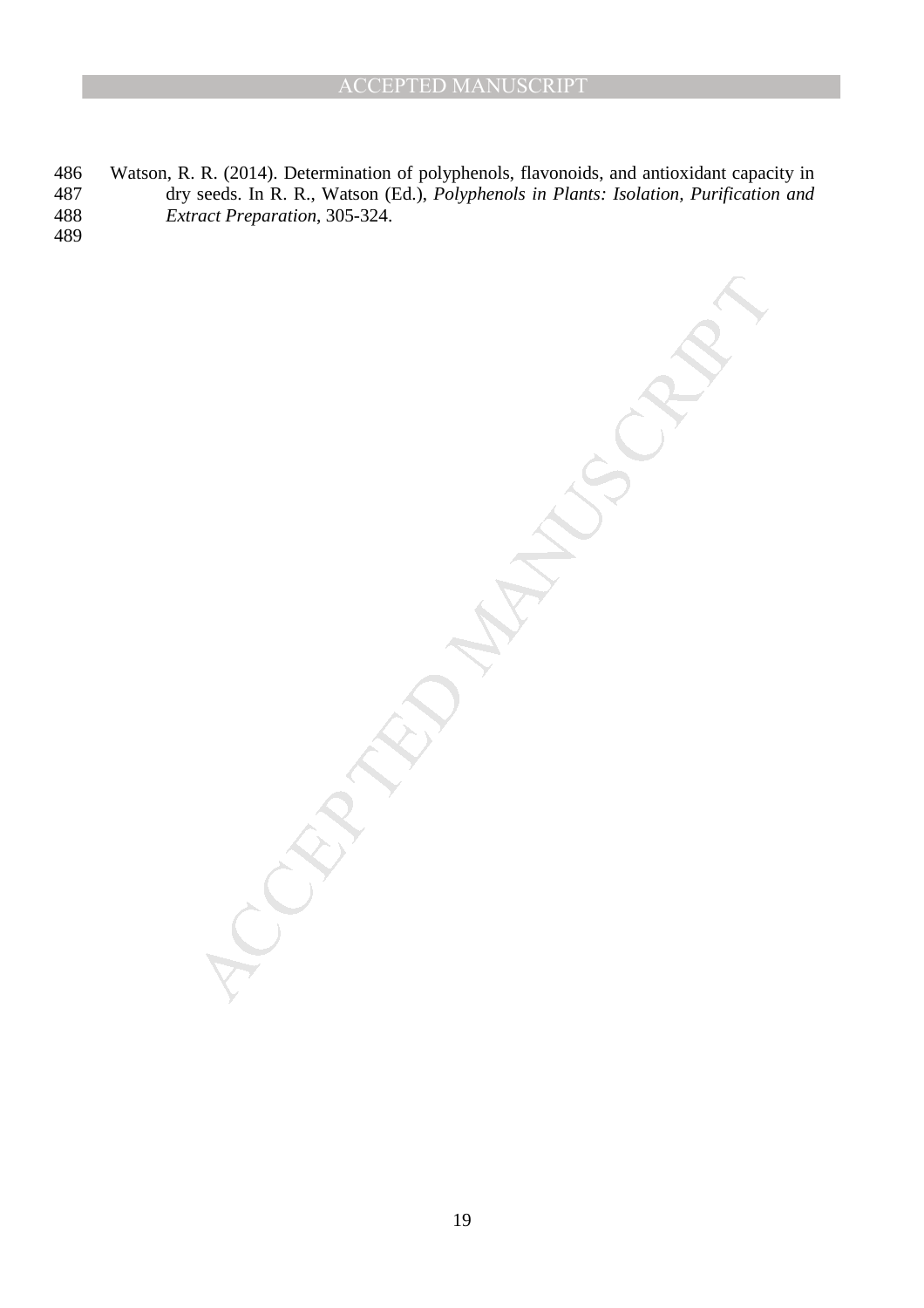Watson, R. R. (2014). Determination of polyphenols, flavonoids, and antioxidant capacity in dry seeds. In R. R., Watson (Ed.), *Polyphenols in Plants: Isolation, Purification and Extract Preparation*, 305-324.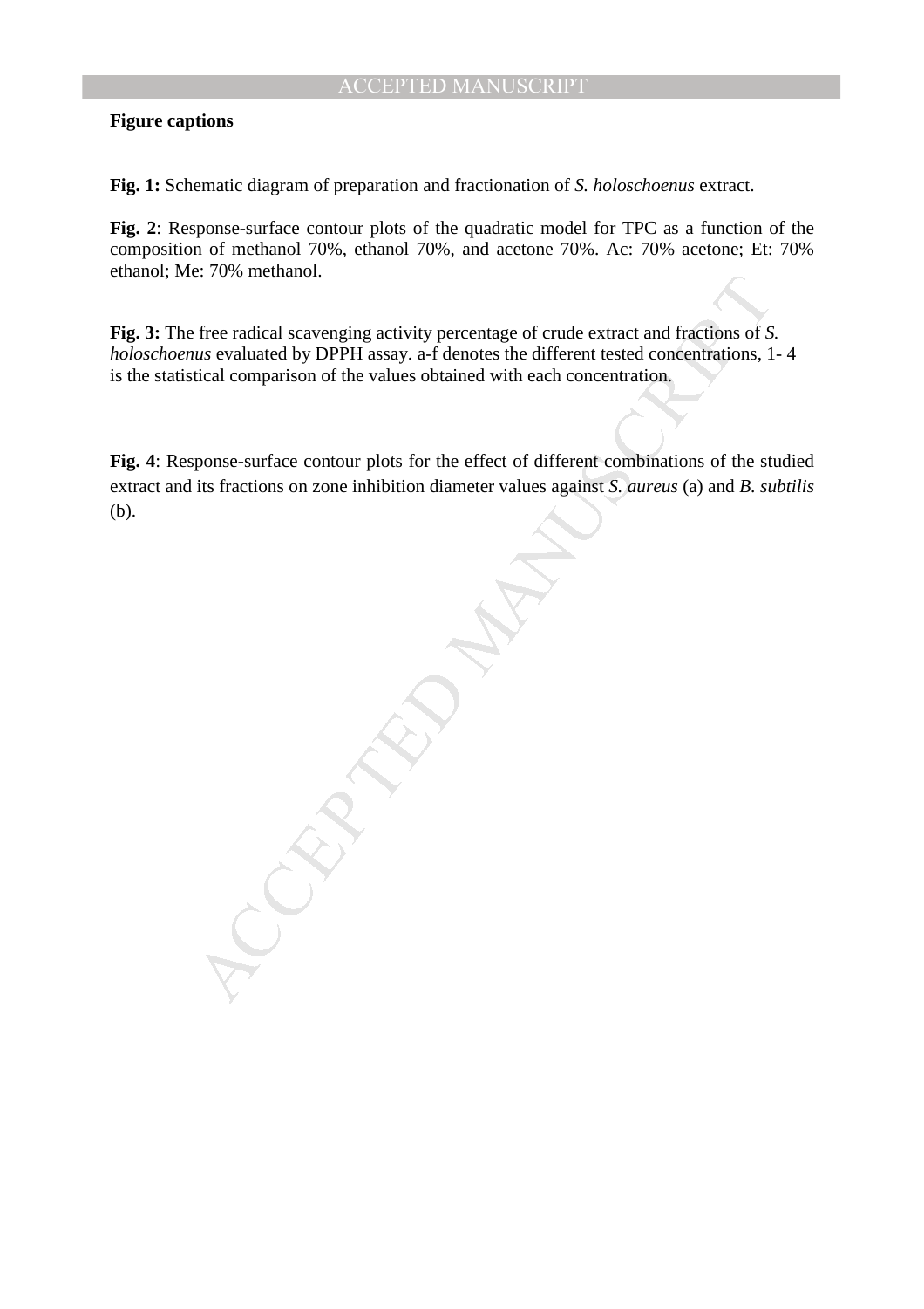**Figure captions**

**Fig. 1:** Schematic diagram of preparation and fractionation of *S. holoschoenus* extract.

**Fig. 2**: Response-surface contour plots of the quadratic model for TPC as a function of the composition of methanol 70%, ethanol 70%, and acetone 70%. Ac: 70% acetone; Et: 70% ethanol; Me: 70% methanol.

**Fig. 3:** The free radical scavenging activity percentage of crude extract and fractions of *S. holoschoenus* evaluated by DPPH assay. a-f denotes the different tested concentrations, 1- 4 is the statistical comparison of the values obtained with each concentration.

**Fig. 4**: Response-surface contour plots for the effect of different combinations of the studied extract and its fractions on zone inhibition diameter values against *S. aureus* (a) and *B. subtilis* (b).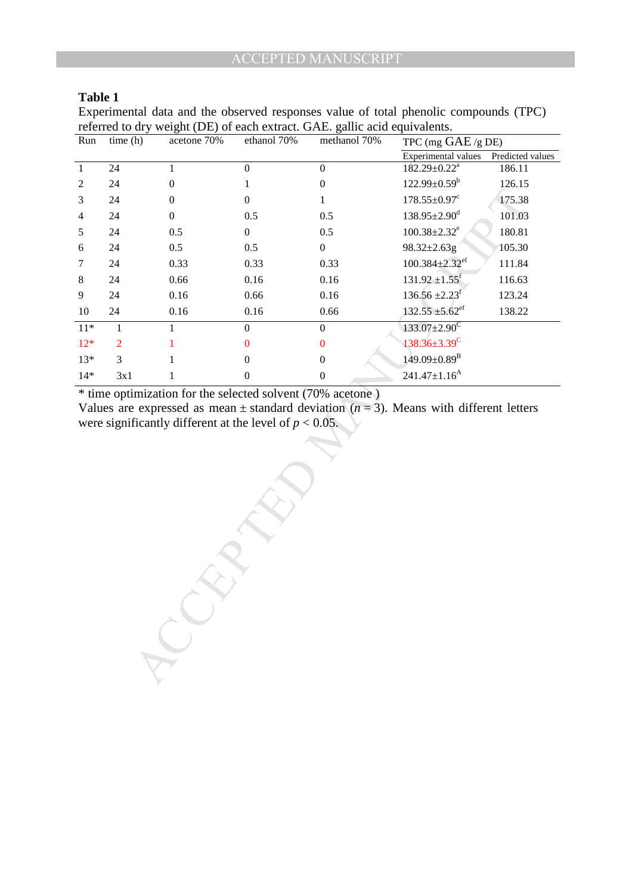**Table 1**

Experimental data and the observed responses value of total phenolic compounds (TPC) referred to dry weight (DE) of each extract. GAE. gallic acid equivalents.

| Run | time (h) | acetone 70% | ethanol 70% | methanol 70% | TPC (mg GAE /g DE) | |
|---|---|---|---|---|---|---|
| | | | | | Experimental values | Predicted values |
| 1 | 24 | 1 | 0 | 0 | 182.29±0.22[a] | 186.11 |
| 2 | 24 | 0 | 1 | 0 | 122.99±0.59[b] | 126.15 |
| 3 | 24 | 0 | 0 | 1 | 178.55±0.97[c] | 175.38 |
| 4 | 24 | 0 | 0.5 | 0.5 | 138.95±2.90[d] | 101.03 |
| 5 | 24 | 0.5 | 0 | 0.5 | 100.38±2.32[e] | 180.81 |
| 6 | 24 | 0.5 | 0.5 | 0 | 98.32±2.63g | 105.30 |
| 7 | 24 | 0.33 | 0.33 | 0.33 | 100.384±2.32[ef] | 111.84 |
| 8 | 24 | 0.66 | 0.16 | 0.16 | 131.92 ±1.55[f] | 116.63 |
| 9 | 24 | 0.16 | 0.66 | 0.16 | 136.56 ±2.23[f] | 123.24 |
| 10 | 24 | 0.16 | 0.16 | 0.66 | 132.55 ±5.62[ef] | 138.22 |
| 11* | 1 | 1 | 0 | 0 | 133.07±2.90[C] | |
| 12* | 2 | 1 | 0 | 0 | 138.36±3.39[C] | |
| 13* | 3 | 1 | 0 | 0 | 149.09±0.89[B] | |
| 14* | 3x1 | 1 | 0 | 0 | 241.47±1.16[A] | |

* time optimization for the selected solvent (70% acetone )

Values are expressed as mean ± standard deviation ($n = 3$). Means with different letters were significantly different at the level of $p < 0.05$.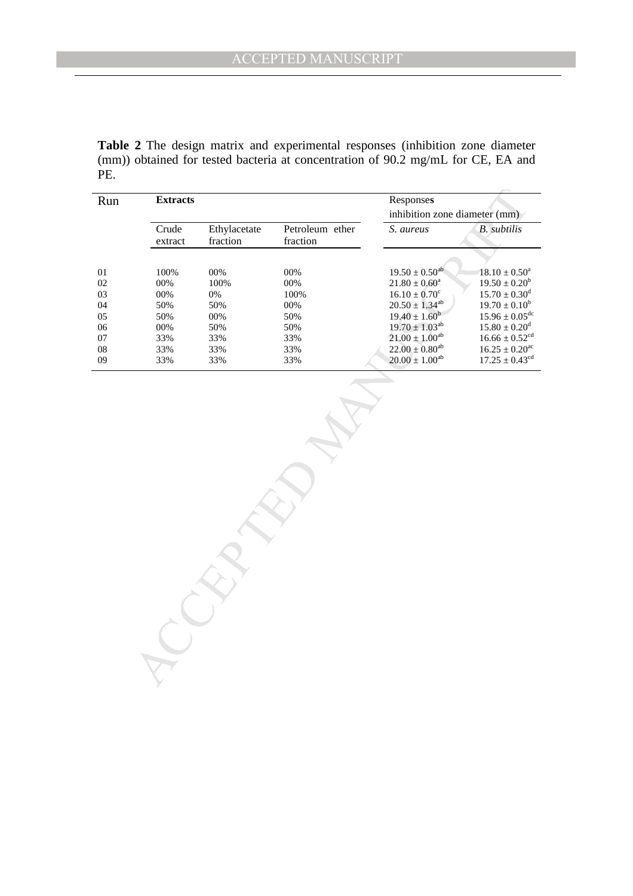**Table 2** The design matrix and experimental responses (inhibition zone diameter (mm)) obtained for tested bacteria at concentration of 90.2 mg/mL for CE, EA and PE.

| Run | **Extracts** | | | Responses inhibition zone diameter (mm) | |
|---|---|---|---|---|---|
| | Crude extract | Ethylacetate fraction | Petroleum ether fraction | *S. aureus* | *B. subtilis* |
| 01 | 100% | 00% | 00% | $19.50 \pm 0.50^{ab}$ | $18.10 \pm 0.50^{a}$ |
| 02 | 00% | 100% | 00% | $21.80 \pm 0.60^{a}$ | $19.50 \pm 0.20^{b}$ |
| 03 | 00% | 0% | 100% | $16.10 \pm 0.70^{c}$ | $15.70 \pm 0.30^{d}$ |
| 04 | 50% | 50% | 00% | $20.50 \pm 1.34^{ab}$ | $19.70 \pm 0.10^{b}$ |
| 05 | 50% | 00% | 50% | $19.40 \pm 1.60^{b}$ | $15.96 \pm 0.05^{dc}$ |
| 06 | 00% | 50% | 50% | $19.70 \pm 1.03^{ab}$ | $15.80 \pm 0.20^{d}$ |
| 07 | 33% | 33% | 33% | $21.00 \pm 1.00^{ab}$ | $16.66 \pm 0.52^{cd}$ |
| 08 | 33% | 33% | 33% | $22.00 \pm 0.80^{ab}$ | $16.25 \pm 0.20^{ac}$ |
| 09 | 33% | 33% | 33% | $20.00 \pm 1.00^{ab}$ | $17.25 \pm 0.43^{cd}$ |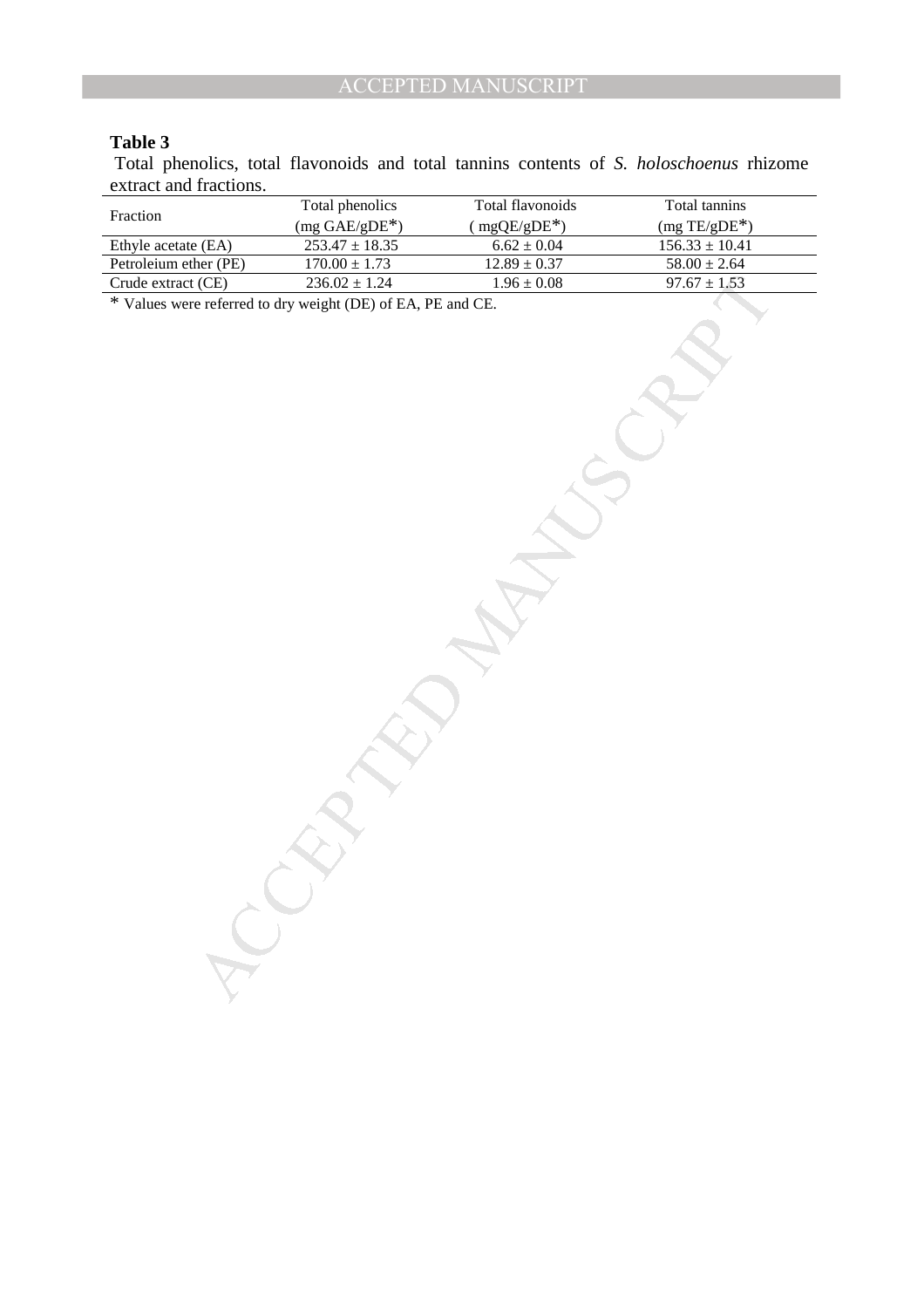**Table 3**

Total phenolics, total flavonoids and total tannins contents of *S. holoschoenus* rhizome extract and fractions.

| Fraction | Total phenolics (mg GAE/gDE*) | Total flavonoids ( mgQE/gDE*) | Total tannins (mg TE/gDE*) |
|---|---|---|---|
| Ethyle acetate (EA) | 253.47 ± 18.35 | 6.62 ± 0.04 | 156.33 ± 10.41 |
| Petroleium ether (PE) | 170.00 ± 1.73 | 12.89 ± 0.37 | 58.00 ± 2.64 |
| Crude extract (CE) | 236.02 ± 1.24 | 1.96 ± 0.08 | 97.67 ± 1.53 |

* Values were referred to dry weight (DE) of EA, PE and CE.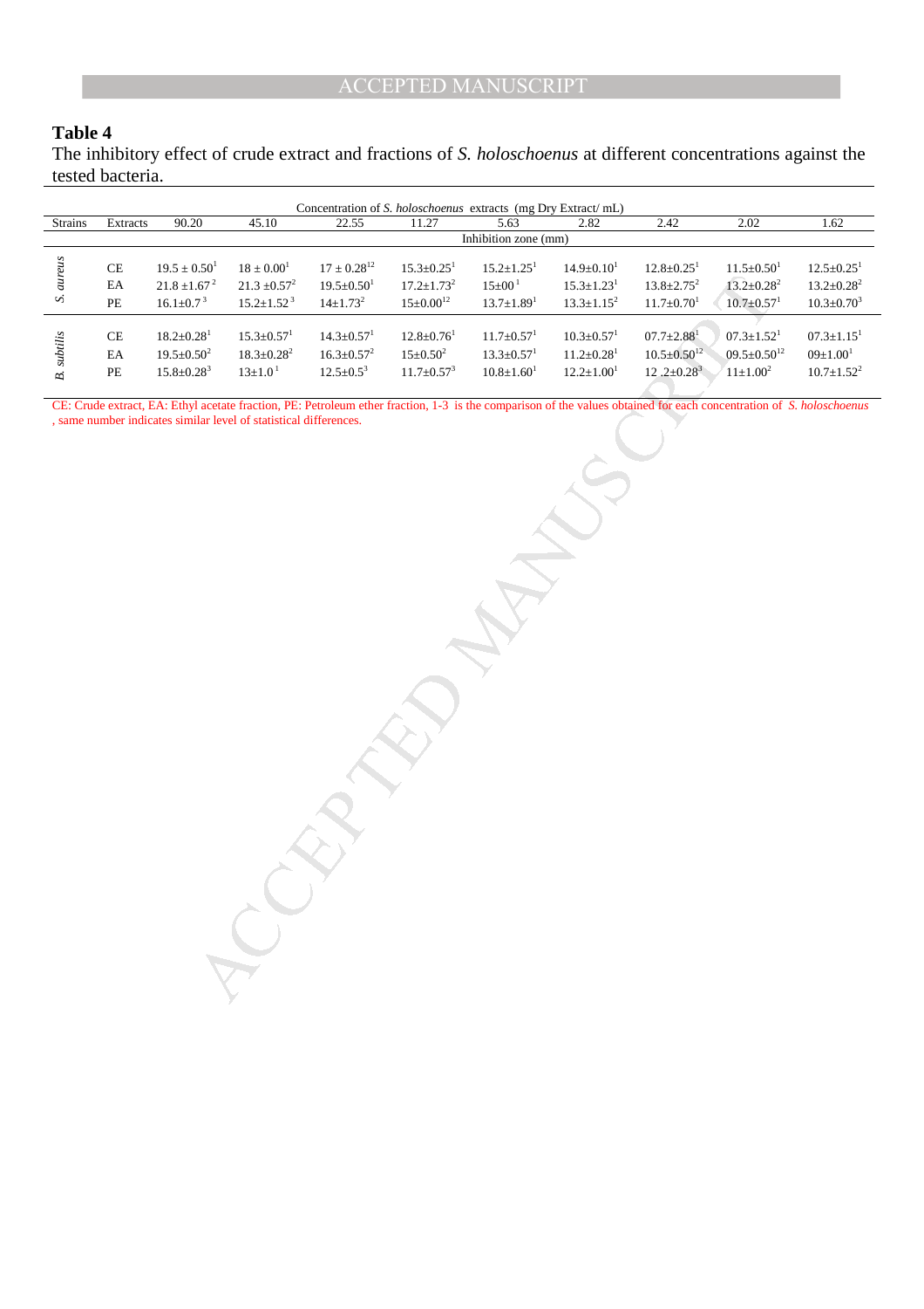**Table 4**

The inhibitory effect of crude extract and fractions of *S. holoschoenus* at different concentrations against the tested bacteria.

| | | Concentration of *S. holoschoenus* extracts (mg Dry Extract/ mL) | | | | | | | | |
|---|---|---|---|---|---|---|---|---|---|---|
| Strains | Extracts | 90.20 | 45.10 | 22.55 | 11.27 | 5.63 | 2.82 | 2.42 | 2.02 | 1.62 |
| | | Inhibition zone (mm) | | | | | | | | |
| *S. aureus* | CE | $19.5 \pm 0.50^{1}$ | $18 \pm 0.00^{1}$ | $17 \pm 0.28^{12}$ | $15.3{\pm}0.25^{1}$ | $15.2{\pm}1.25^{1}$ | $14.9{\pm}0.10^{1}$ | $12.8{\pm}0.25^{1}$ | $11.5{\pm}0.50^{1}$ | $12.5{\pm}0.25^{1}$ |
| | EA | $21.8 \pm 1.67^{2}$ | $21.3 \pm 0.57^{2}$ | $19.5{\pm}0.50^{1}$ | $17.2{\pm}1.73^{2}$ | $15{\pm}00^{1}$ | $15.3{\pm}1.23^{1}$ | $13.8{\pm}2.75^{2}$ | $13.2{\pm}0.28^{2}$ | $13.2{\pm}0.28^{2}$ |
| | PE | $16.1{\pm}0.7^{3}$ | $15.2{\pm}1.52^{3}$ | $14{\pm}1.73^{2}$ | $15{\pm}0.00^{12}$ | $13.7{\pm}1.89^{1}$ | $13.3{\pm}1.15^{2}$ | $11.7{\pm}0.70^{1}$ | $10.7{\pm}0.57^{1}$ | $10.3{\pm}0.70^{3}$ |
| *B. subtilis* | CE | $18.2{\pm}0.28^{1}$ | $15.3{\pm}0.57^{1}$ | $14.3{\pm}0.57^{1}$ | $12.8{\pm}0.76^{1}$ | $11.7{\pm}0.57^{1}$ | $10.3{\pm}0.57^{1}$ | $07.7{\pm}2.88^{1}$ | $07.3{\pm}1.52^{1}$ | $07.3{\pm}1.15^{1}$ |
| | EA | $19.5{\pm}0.50^{2}$ | $18.3{\pm}0.28^{2}$ | $16.3{\pm}0.57^{2}$ | $15{\pm}0.50^{2}$ | $13.3{\pm}0.57^{1}$ | $11.2{\pm}0.28^{1}$ | $10.5{\pm}0.50^{12}$ | $09.5{\pm}0.50^{12}$ | $09{\pm}1.00^{1}$ |
| | PE | $15.8{\pm}0.28^{3}$ | $13{\pm}1.0^{1}$ | $12.5{\pm}0.5^{3}$ | $11.7{\pm}0.57^{3}$ | $10.8{\pm}1.60^{1}$ | $12.2{\pm}1.00^{1}$ | $12.2{\pm}0.28^{3}$ | $11{\pm}1.00^{2}$ | $10.7{\pm}1.52^{2}$ |

CE: Crude extract, EA: Ethyl acetate fraction, PE: Petroleum ether fraction, 1-3 is the comparison of the values obtained for each concentration of *S. holoschoenus* , same number indicates similar level of statistical differences.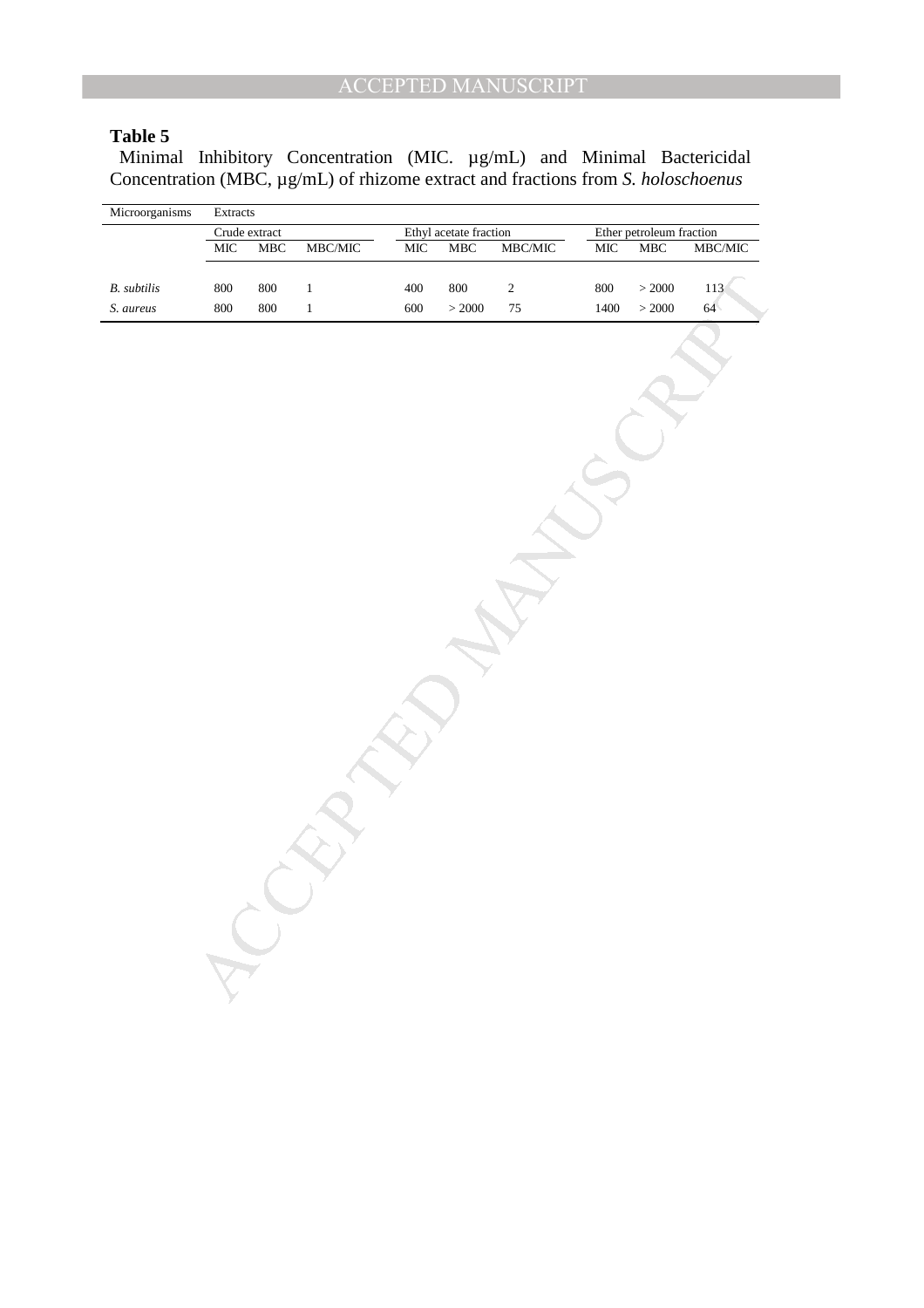**Table 5**

Minimal Inhibitory Concentration (MIC. µg/mL) and Minimal Bactericidal Concentration (MBC, µg/mL) of rhizome extract and fractions from *S. holoschoenus*

| Microorganisms | Extracts | | | | | | | | |
|---|---|---|---|---|---|---|---|---|---|
| | Crude extract | | | Ethyl acetate fraction | | | Ether petroleum fraction | | |
| | MIC | MBC | MBC/MIC | MIC | MBC | MBC/MIC | MIC | MBC | MBC/MIC |
| *B. subtilis* | 800 | 800 | 1 | 400 | 800 | 2 | 800 | > 2000 | 113 |
| *S. aureus* | 800 | 800 | 1 | 600 | > 2000 | 75 | 1400 | > 2000 | 64 |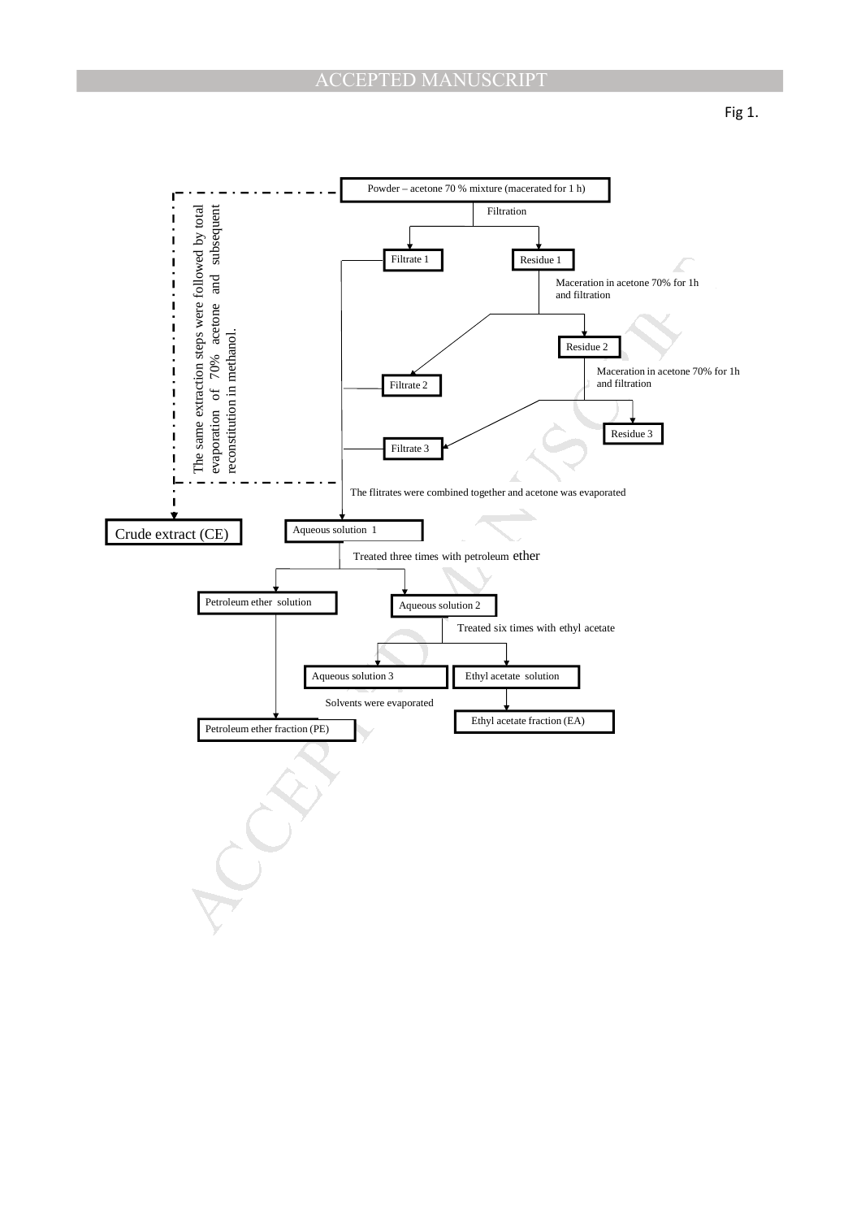Fig 1.

Powder – acetone 70 % mixture (macerated for 1 h)

Filtration

Filtrate 1

Residue 1

Maceration in acetone 70% for 1h and filtration

Residue 2

Filtrate 2

Maceration in acetone 70% for 1h and filtration

Residue 3

Filtrate 3

The same extraction steps were followed by total evaporation of 70% acetone and subsequent reconstitution in methanol.

The flitrates were combined together and acetone was evaporated

Crude extract (CE)

Aqueous solution 1

Treated three times with petroleum ether

Petroleum ether solution

Aqueous solution 2

Treated six times with ethyl acetate

Aqueous solution 3

Ethyl acetate solution

Solvents were evaporated

Petroleum ether fraction (PE)

Ethyl acetate fraction (EA)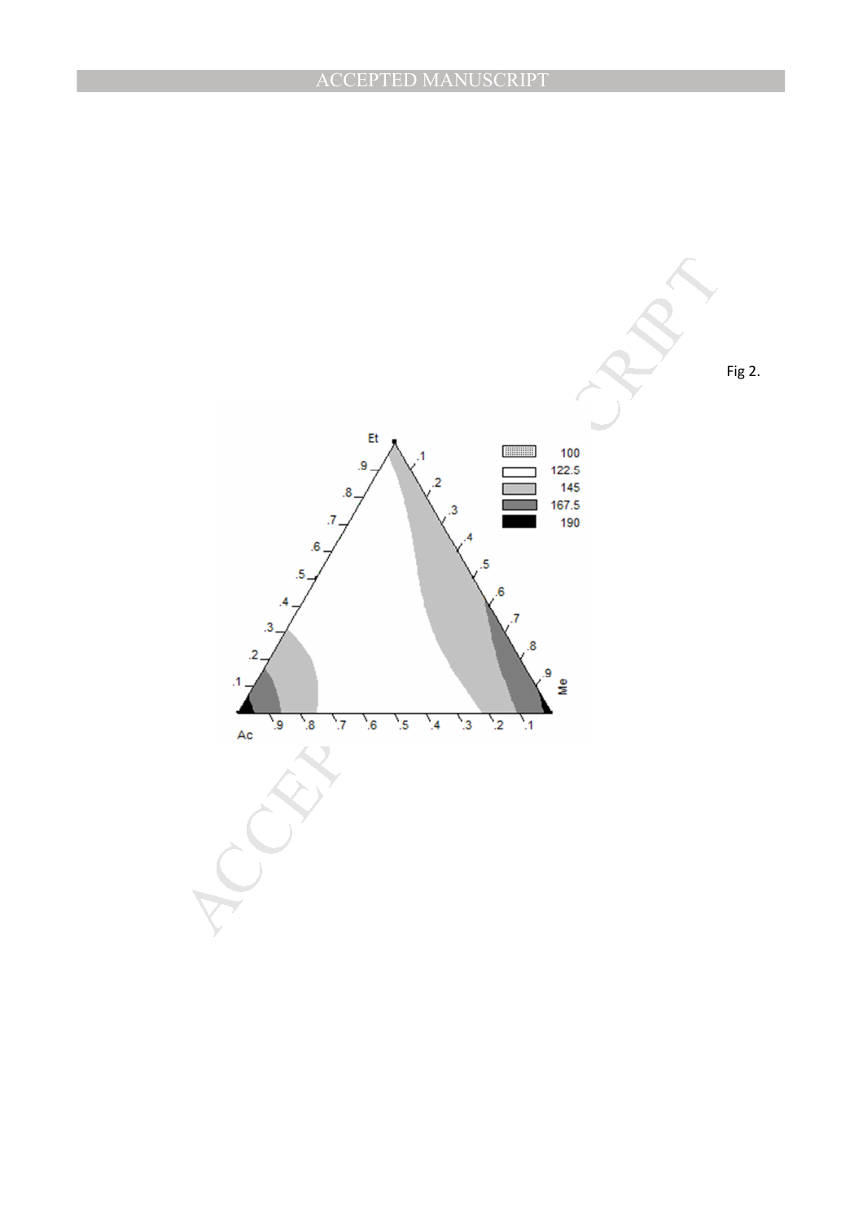Fig 2.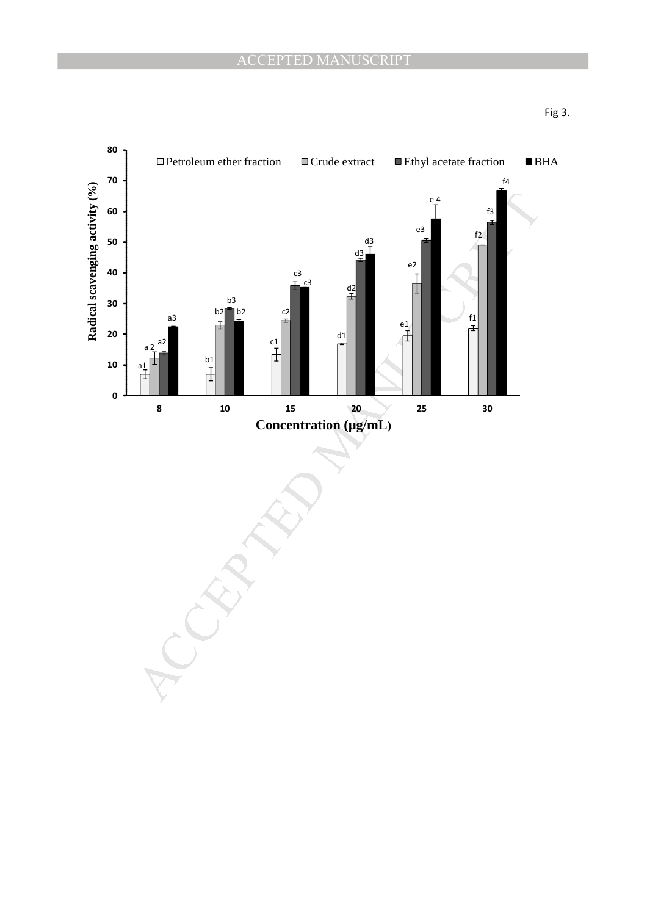Fig 3.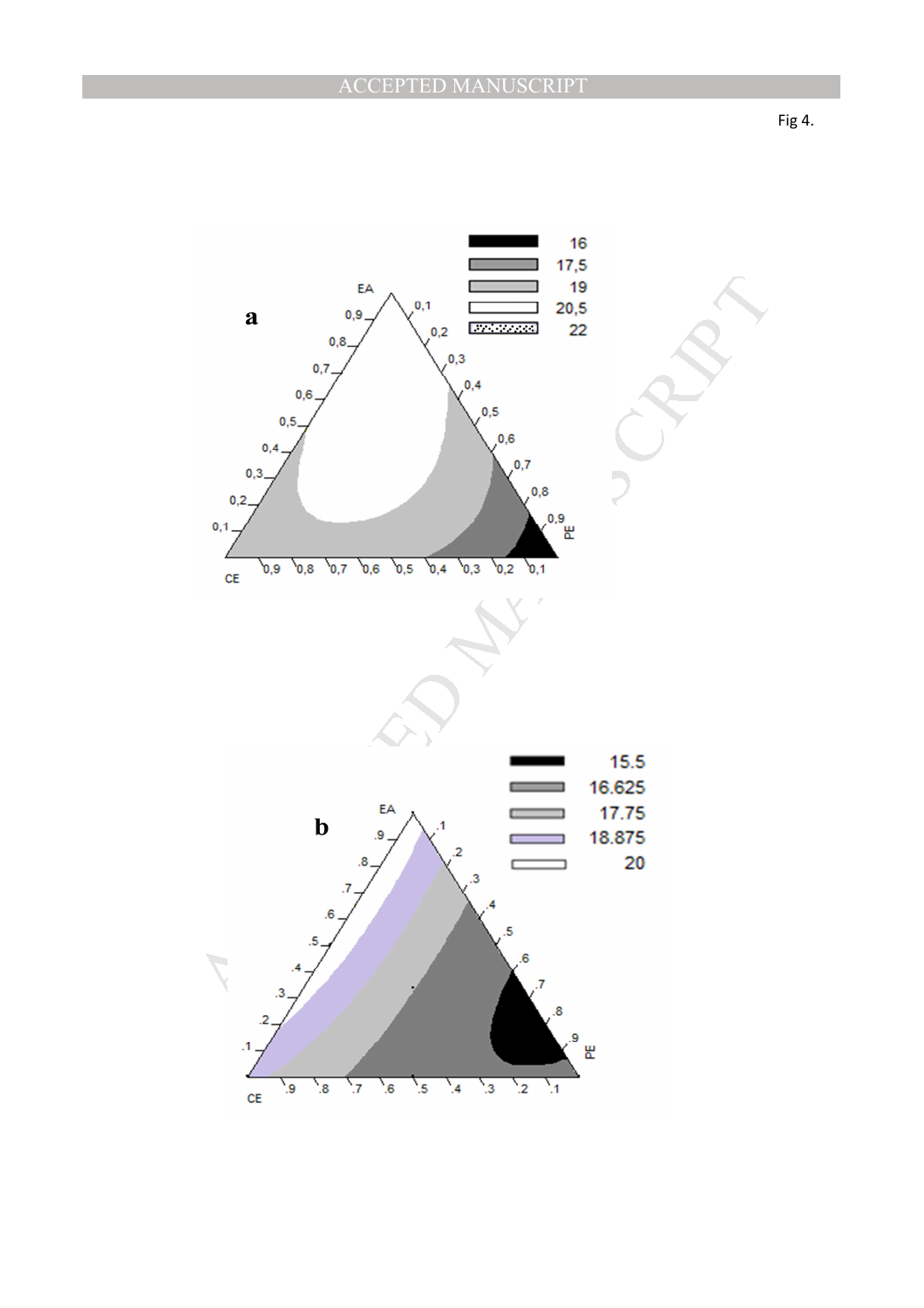Fig 4.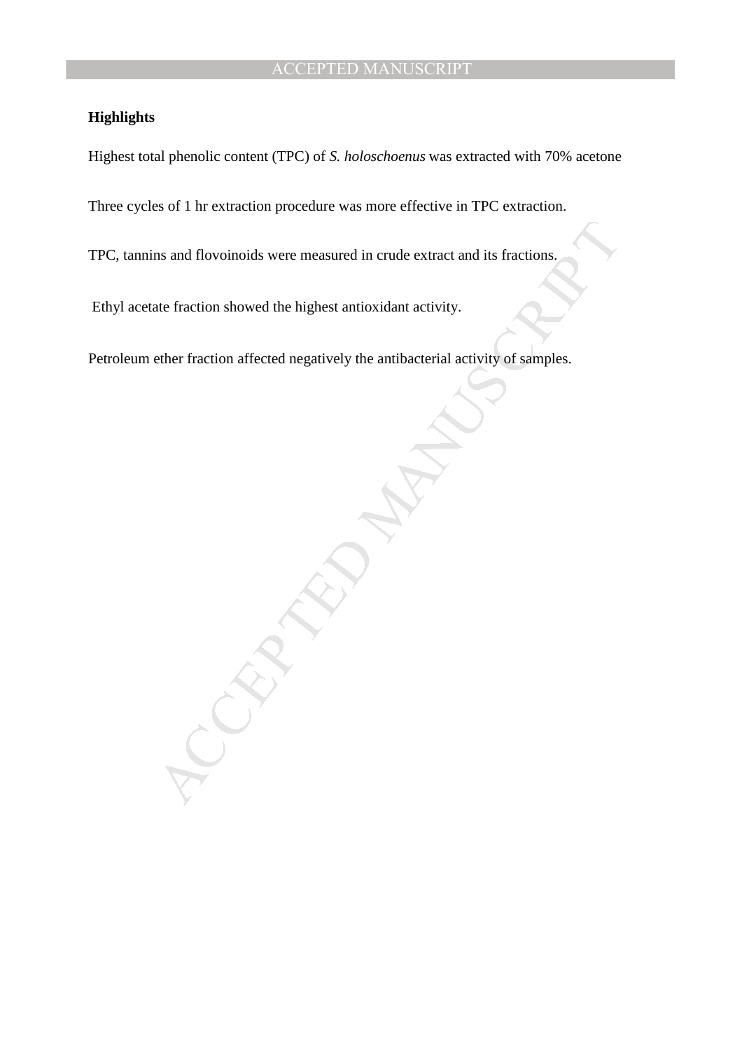**Highlights**

Highest total phenolic content (TPC) of *S. holoschoenus* was extracted with 70% acetone

Three cycles of 1 hr extraction procedure was more effective in TPC extraction.

TPC, tannins and flovoinoids were measured in crude extract and its fractions.

Ethyl acetate fraction showed the highest antioxidant activity.

Petroleum ether fraction affected negatively the antibacterial activity of samples.